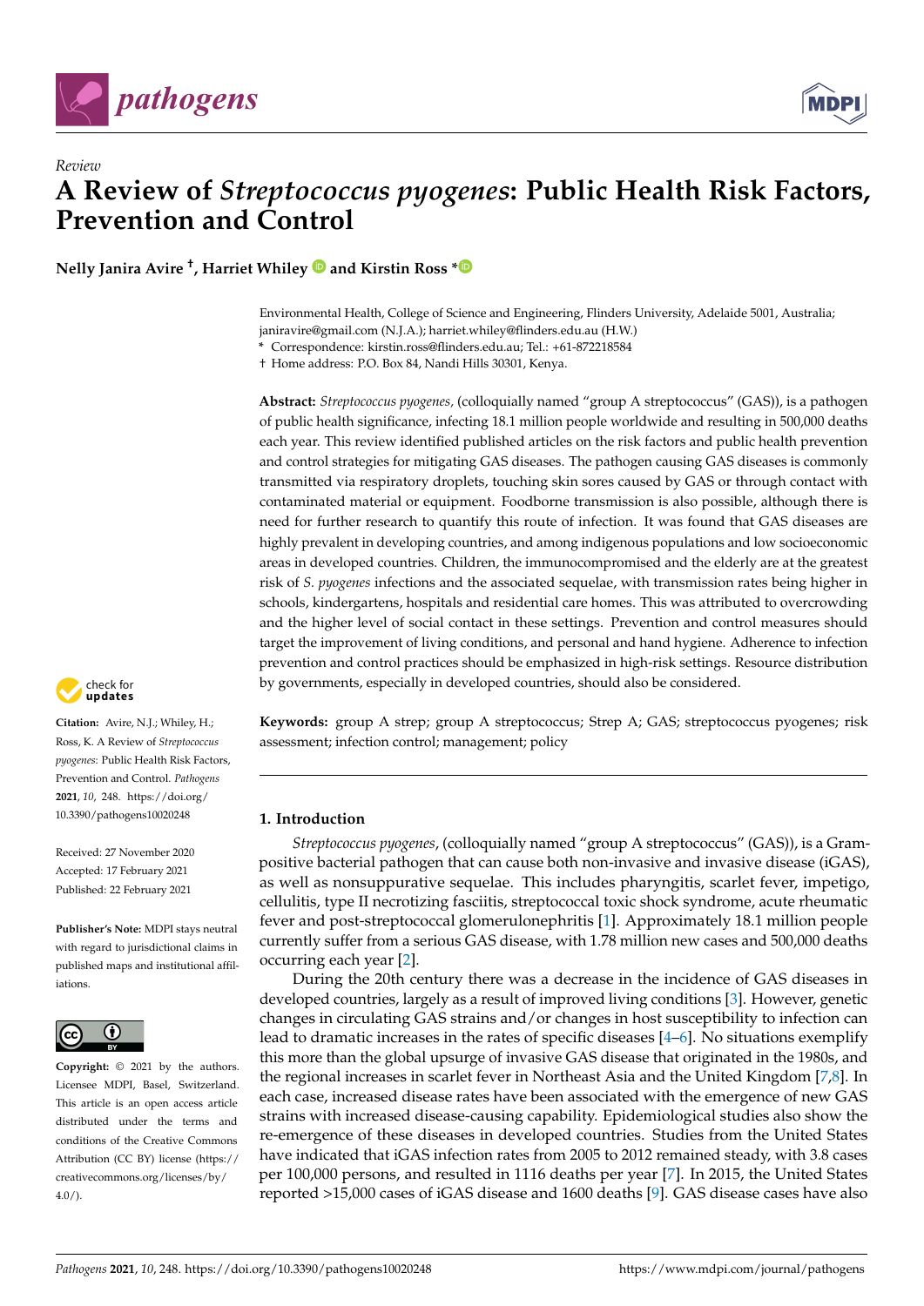Review

# A Review of *Streptococcus pyogenes*: Public Health Risk Factors, Prevention and Control

**Nelly Janira Avire [†], Harriet Whiley and Kirstin Ross ***

Environmental Health, College of Science and Engineering, Flinders University, Adelaide 5001, Australia; janiravire@gmail.com (N.J.A.); harriet.whiley@flinders.edu.au (H.W.)
* Correspondence: kirstin.ross@flinders.edu.au; Tel.: +61-872218584
† Home address: P.O. Box 84, Nandi Hills 30301, Kenya.

**Abstract:** *Streptococcus pyogenes*, (colloquially named "group A streptococcus" (GAS)), is a pathogen of public health significance, infecting 18.1 million people worldwide and resulting in 500,000 deaths each year. This review identified published articles on the risk factors and public health prevention and control strategies for mitigating GAS diseases. The pathogen causing GAS diseases is commonly transmitted via respiratory droplets, touching skin sores caused by GAS or through contact with contaminated material or equipment. Foodborne transmission is also possible, although there is need for further research to quantify this route of infection. It was found that GAS diseases are highly prevalent in developing countries, and among indigenous populations and low socioeconomic areas in developed countries. Children, the immunocompromised and the elderly are at the greatest risk of *S. pyogenes* infections and the associated sequelae, with transmission rates being higher in schools, kindergartens, hospitals and residential care homes. This was attributed to overcrowding and the higher level of social contact in these settings. Prevention and control measures should target the improvement of living conditions, and personal and hand hygiene. Adherence to infection prevention and control practices should be emphasized in high-risk settings. Resource distribution by governments, especially in developed countries, should also be considered.

**Keywords:** group A strep; group A streptococcus; Strep A; GAS; streptococcus pyogenes; risk assessment; infection control; management; policy

**Citation:** Avire, N.J.; Whiley, H.; Ross, K. A Review of *Streptococcus pyogenes*: Public Health Risk Factors, Prevention and Control. *Pathogens* **2021**, *10*, 248. https://doi.org/10.3390/pathogens10020248

Received: 27 November 2020
Accepted: 17 February 2021
Published: 22 February 2021

**Publisher's Note:** MDPI stays neutral with regard to jurisdictional claims in published maps and institutional affiliations.

**Copyright:** © 2021 by the authors. Licensee MDPI, Basel, Switzerland. This article is an open access article distributed under the terms and conditions of the Creative Commons Attribution (CC BY) license (https://creativecommons.org/licenses/by/4.0/).

## 1. Introduction

*Streptococcus pyogenes*, (colloquially named "group A streptococcus" (GAS)), is a Gram-positive bacterial pathogen that can cause both non-invasive and invasive disease (iGAS), as well as nonsuppurative sequelae. This includes pharyngitis, scarlet fever, impetigo, cellulitis, type II necrotizing fasciitis, streptococcal toxic shock syndrome, acute rheumatic fever and post-streptococcal glomerulonephritis [1]. Approximately 18.1 million people currently suffer from a serious GAS disease, with 1.78 million new cases and 500,000 deaths occurring each year [2].

During the 20th century there was a decrease in the incidence of GAS diseases in developed countries, largely as a result of improved living conditions [3]. However, genetic changes in circulating GAS strains and/or changes in host susceptibility to infection can lead to dramatic increases in the rates of specific diseases [4–6]. No situations exemplify this more than the global upsurge of invasive GAS disease that originated in the 1980s, and the regional increases in scarlet fever in Northeast Asia and the United Kingdom [7,8]. In each case, increased disease rates have been associated with the emergence of new GAS strains with increased disease-causing capability. Epidemiological studies also show the re-emergence of these diseases in developed countries. Studies from the United States have indicated that iGAS infection rates from 2005 to 2012 remained steady, with 3.8 cases per 100,000 persons, and resulted in 1116 deaths per year [7]. In 2015, the United States reported >15,000 cases of iGAS disease and 1600 deaths [9]. GAS disease cases have also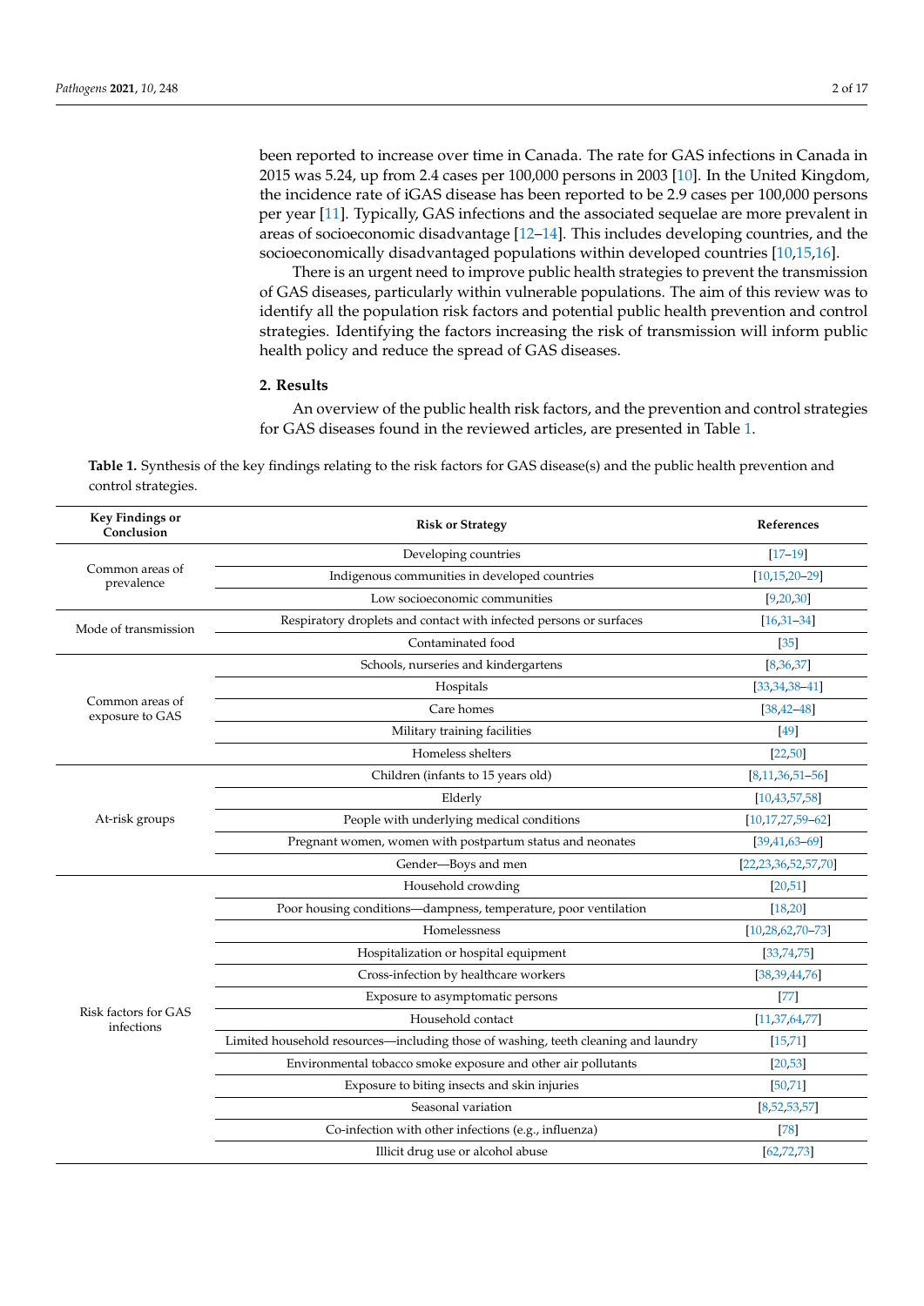been reported to increase over time in Canada. The rate for GAS infections in Canada in 2015 was 5.24, up from 2.4 cases per 100,000 persons in 2003 [10]. In the United Kingdom, the incidence rate of iGAS disease has been reported to be 2.9 cases per 100,000 persons per year [11]. Typically, GAS infections and the associated sequelae are more prevalent in areas of socioeconomic disadvantage [12–14]. This includes developing countries, and the socioeconomically disadvantaged populations within developed countries [10,15,16].

There is an urgent need to improve public health strategies to prevent the transmission of GAS diseases, particularly within vulnerable populations. The aim of this review was to identify all the population risk factors and potential public health prevention and control strategies. Identifying the factors increasing the risk of transmission will inform public health policy and reduce the spread of GAS diseases.

## 2. Results

An overview of the public health risk factors, and the prevention and control strategies for GAS diseases found in the reviewed articles, are presented in Table 1.

**Table 1.** Synthesis of the key findings relating to the risk factors for GAS disease(s) and the public health prevention and control strategies.

| Key Findings or Conclusion | Risk or Strategy | References |
|---|---|---|
| Common areas of prevalence | Developing countries | [17–19] |
| | Indigenous communities in developed countries | [10,15,20–29] |
| | Low socioeconomic communities | [9,20,30] |
| Mode of transmission | Respiratory droplets and contact with infected persons or surfaces | [16,31–34] |
| | Contaminated food | [35] |
| Common areas of exposure to GAS | Schools, nurseries and kindergartens | [8,36,37] |
| | Hospitals | [33,34,38–41] |
| | Care homes | [38,42–48] |
| | Military training facilities | [49] |
| | Homeless shelters | [22,50] |
| At-risk groups | Children (infants to 15 years old) | [8,11,36,51–56] |
| | Elderly | [10,43,57,58] |
| | People with underlying medical conditions | [10,17,27,59–62] |
| | Pregnant women, women with postpartum status and neonates | [39,41,63–69] |
| | Gender—Boys and men | [22,23,36,52,57,70] |
| Risk factors for GAS infections | Household crowding | [20,51] |
| | Poor housing conditions—dampness, temperature, poor ventilation | [18,20] |
| | Homelessness | [10,28,62,70–73] |
| | Hospitalization or hospital equipment | [33,74,75] |
| | Cross-infection by healthcare workers | [38,39,44,76] |
| | Exposure to asymptomatic persons | [77] |
| | Household contact | [11,37,64,77] |
| | Limited household resources—including those of washing, teeth cleaning and laundry | [15,71] |
| | Environmental tobacco smoke exposure and other air pollutants | [20,53] |
| | Exposure to biting insects and skin injuries | [50,71] |
| | Seasonal variation | [8,52,53,57] |
| | Co-infection with other infections (e.g., influenza) | [78] |
| | Illicit drug use or alcohol abuse | [62,72,73] |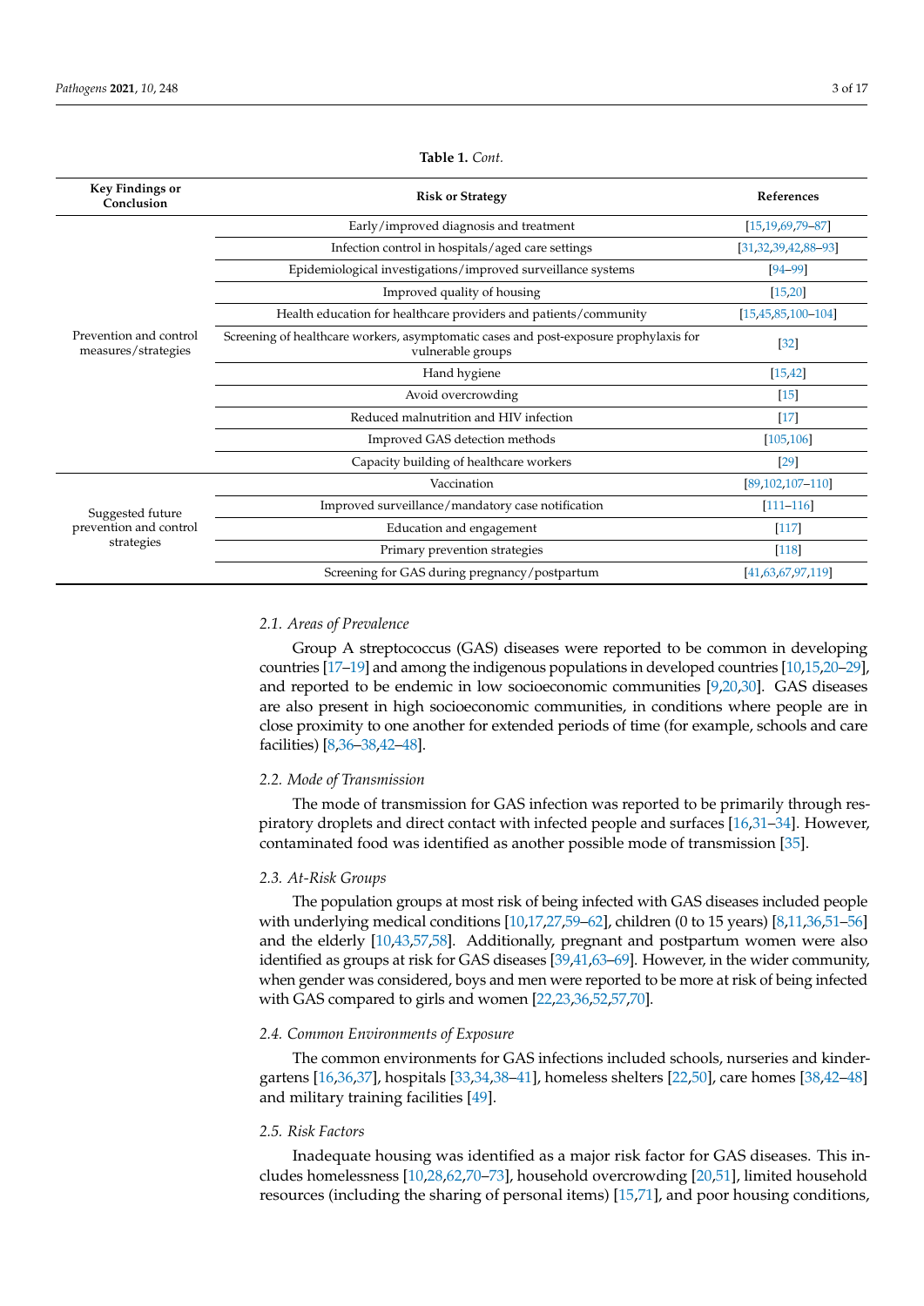**Table 1.** *Cont.*

| Key Findings or Conclusion | Risk or Strategy | References |
| --- | --- | --- |
| Prevention and control measures/strategies | Early/improved diagnosis and treatment | [15,19,69,79–87] |
| | Infection control in hospitals/aged care settings | [31,32,39,42,88–93] |
| | Epidemiological investigations/improved surveillance systems | [94–99] |
| | Improved quality of housing | [15,20] |
| | Health education for healthcare providers and patients/community | [15,45,85,100–104] |
| | Screening of healthcare workers, asymptomatic cases and post-exposure prophylaxis for vulnerable groups | [32] |
| | Hand hygiene | [15,42] |
| | Avoid overcrowding | [15] |
| | Reduced malnutrition and HIV infection | [17] |
| | Improved GAS detection methods | [105,106] |
| | Capacity building of healthcare workers | [29] |
| Suggested future prevention and control strategies | Vaccination | [89,102,107–110] |
| | Improved surveillance/mandatory case notification | [111–116] |
| | Education and engagement | [117] |
| | Primary prevention strategies | [118] |
| | Screening for GAS during pregnancy/postpartum | [41,63,67,97,119] |

### *2.1. Areas of Prevalence*

Group A streptococcus (GAS) diseases were reported to be common in developing countries [17–19] and among the indigenous populations in developed countries [10,15,20–29], and reported to be endemic in low socioeconomic communities [9,20,30]. GAS diseases are also present in high socioeconomic communities, in conditions where people are in close proximity to one another for extended periods of time (for example, schools and care facilities) [8,36–38,42–48].

### *2.2. Mode of Transmission*

The mode of transmission for GAS infection was reported to be primarily through respiratory droplets and direct contact with infected people and surfaces [16,31–34]. However, contaminated food was identified as another possible mode of transmission [35].

### *2.3. At-Risk Groups*

The population groups at most risk of being infected with GAS diseases included people with underlying medical conditions [10,17,27,59–62], children (0 to 15 years) [8,11,36,51–56] and the elderly [10,43,57,58]. Additionally, pregnant and postpartum women were also identified as groups at risk for GAS diseases [39,41,63–69]. However, in the wider community, when gender was considered, boys and men were reported to be more at risk of being infected with GAS compared to girls and women [22,23,36,52,57,70].

### *2.4. Common Environments of Exposure*

The common environments for GAS infections included schools, nurseries and kindergartens [16,36,37], hospitals [33,34,38–41], homeless shelters [22,50], care homes [38,42–48] and military training facilities [49].

### *2.5. Risk Factors*

Inadequate housing was identified as a major risk factor for GAS diseases. This includes homelessness [10,28,62,70–73], household overcrowding [20,51], limited household resources (including the sharing of personal items) [15,71], and poor housing conditions,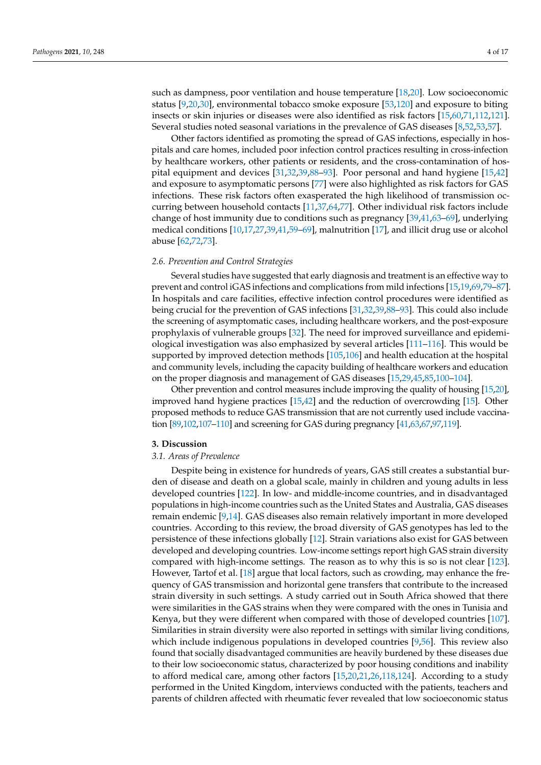such as dampness, poor ventilation and house temperature [18,20]. Low socioeconomic status [9,20,30], environmental tobacco smoke exposure [53,120] and exposure to biting insects or skin injuries or diseases were also identified as risk factors [15,60,71,112,121]. Several studies noted seasonal variations in the prevalence of GAS diseases [8,52,53,57].

Other factors identified as promoting the spread of GAS infections, especially in hospitals and care homes, included poor infection control practices resulting in cross-infection by healthcare workers, other patients or residents, and the cross-contamination of hospital equipment and devices [31,32,39,88–93]. Poor personal and hand hygiene [15,42] and exposure to asymptomatic persons [77] were also highlighted as risk factors for GAS infections. These risk factors often exasperated the high likelihood of transmission occurring between household contacts [11,37,64,77]. Other individual risk factors include change of host immunity due to conditions such as pregnancy [39,41,63–69], underlying medical conditions [10,17,27,39,41,59–69], malnutrition [17], and illicit drug use or alcohol abuse [62,72,73].

### *2.6. Prevention and Control Strategies*

Several studies have suggested that early diagnosis and treatment is an effective way to prevent and control iGAS infections and complications from mild infections [15,19,69,79–87]. In hospitals and care facilities, effective infection control procedures were identified as being crucial for the prevention of GAS infections [31,32,39,88–93]. This could also include the screening of asymptomatic cases, including healthcare workers, and the post-exposure prophylaxis of vulnerable groups [32]. The need for improved surveillance and epidemiological investigation was also emphasized by several articles [111–116]. This would be supported by improved detection methods [105,106] and health education at the hospital and community levels, including the capacity building of healthcare workers and education on the proper diagnosis and management of GAS diseases [15,29,45,85,100–104].

Other prevention and control measures include improving the quality of housing [15,20], improved hand hygiene practices [15,42] and the reduction of overcrowding [15]. Other proposed methods to reduce GAS transmission that are not currently used include vaccination [89,102,107–110] and screening for GAS during pregnancy [41,63,67,97,119].

## 3. Discussion

### *3.1. Areas of Prevalence*

Despite being in existence for hundreds of years, GAS still creates a substantial burden of disease and death on a global scale, mainly in children and young adults in less developed countries [122]. In low- and middle-income countries, and in disadvantaged populations in high-income countries such as the United States and Australia, GAS diseases remain endemic [9,14]. GAS diseases also remain relatively important in more developed countries. According to this review, the broad diversity of GAS genotypes has led to the persistence of these infections globally [12]. Strain variations also exist for GAS between developed and developing countries. Low-income settings report high GAS strain diversity compared with high-income settings. The reason as to why this is so is not clear [123]. However, Tartof et al. [18] argue that local factors, such as crowding, may enhance the frequency of GAS transmission and horizontal gene transfers that contribute to the increased strain diversity in such settings. A study carried out in South Africa showed that there were similarities in the GAS strains when they were compared with the ones in Tunisia and Kenya, but they were different when compared with those of developed countries [107]. Similarities in strain diversity were also reported in settings with similar living conditions, which include indigenous populations in developed countries [9,56]. This review also found that socially disadvantaged communities are heavily burdened by these diseases due to their low socioeconomic status, characterized by poor housing conditions and inability to afford medical care, among other factors [15,20,21,26,118,124]. According to a study performed in the United Kingdom, interviews conducted with the patients, teachers and parents of children affected with rheumatic fever revealed that low socioeconomic status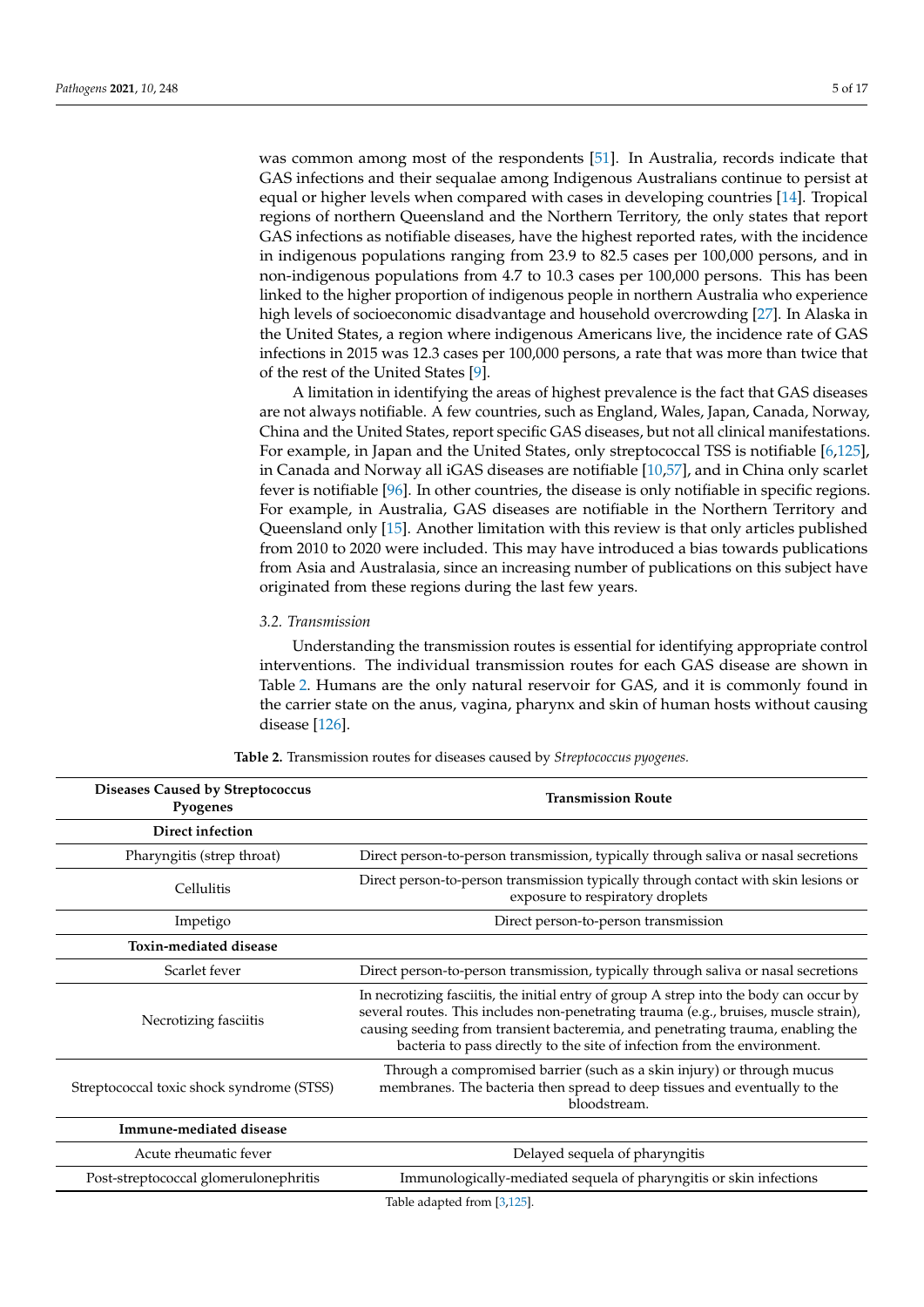was common among most of the respondents [51]. In Australia, records indicate that GAS infections and their sequalae among Indigenous Australians continue to persist at equal or higher levels when compared with cases in developing countries [14]. Tropical regions of northern Queensland and the Northern Territory, the only states that report GAS infections as notifiable diseases, have the highest reported rates, with the incidence in indigenous populations ranging from 23.9 to 82.5 cases per 100,000 persons, and in non-indigenous populations from 4.7 to 10.3 cases per 100,000 persons. This has been linked to the higher proportion of indigenous people in northern Australia who experience high levels of socioeconomic disadvantage and household overcrowding [27]. In Alaska in the United States, a region where indigenous Americans live, the incidence rate of GAS infections in 2015 was 12.3 cases per 100,000 persons, a rate that was more than twice that of the rest of the United States [9].

A limitation in identifying the areas of highest prevalence is the fact that GAS diseases are not always notifiable. A few countries, such as England, Wales, Japan, Canada, Norway, China and the United States, report specific GAS diseases, but not all clinical manifestations. For example, in Japan and the United States, only streptococcal TSS is notifiable [6,125], in Canada and Norway all iGAS diseases are notifiable [10,57], and in China only scarlet fever is notifiable [96]. In other countries, the disease is only notifiable in specific regions. For example, in Australia, GAS diseases are notifiable in the Northern Territory and Queensland only [15]. Another limitation with this review is that only articles published from 2010 to 2020 were included. This may have introduced a bias towards publications from Asia and Australasia, since an increasing number of publications on this subject have originated from these regions during the last few years.

### 3.2. Transmission

Understanding the transmission routes is essential for identifying appropriate control interventions. The individual transmission routes for each GAS disease are shown in Table 2. Humans are the only natural reservoir for GAS, and it is commonly found in the carrier state on the anus, vagina, pharynx and skin of human hosts without causing disease [126].

**Table 2.** Transmission routes for diseases caused by *Streptococcus pyogenes.*

| Diseases Caused by Streptococcus Pyogenes | Transmission Route |
|---|---|
| **Direct infection** | |
| Pharyngitis (strep throat) | Direct person-to-person transmission, typically through saliva or nasal secretions |
| Cellulitis | Direct person-to-person transmission typically through contact with skin lesions or exposure to respiratory droplets |
| Impetigo | Direct person-to-person transmission |
| **Toxin-mediated disease** | |
| Scarlet fever | Direct person-to-person transmission, typically through saliva or nasal secretions |
| Necrotizing fasciitis | In necrotizing fasciitis, the initial entry of group A strep into the body can occur by several routes. This includes non-penetrating trauma (e.g., bruises, muscle strain), causing seeding from transient bacteremia, and penetrating trauma, enabling the bacteria to pass directly to the site of infection from the environment. |
| Streptococcal toxic shock syndrome (STSS) | Through a compromised barrier (such as a skin injury) or through mucus membranes. The bacteria then spread to deep tissues and eventually to the bloodstream. |
| **Immune-mediated disease** | |
| Acute rheumatic fever | Delayed sequela of pharyngitis |
| Post-streptococcal glomerulonephritis | Immunologically-mediated sequela of pharyngitis or skin infections |

Table adapted from [3,125].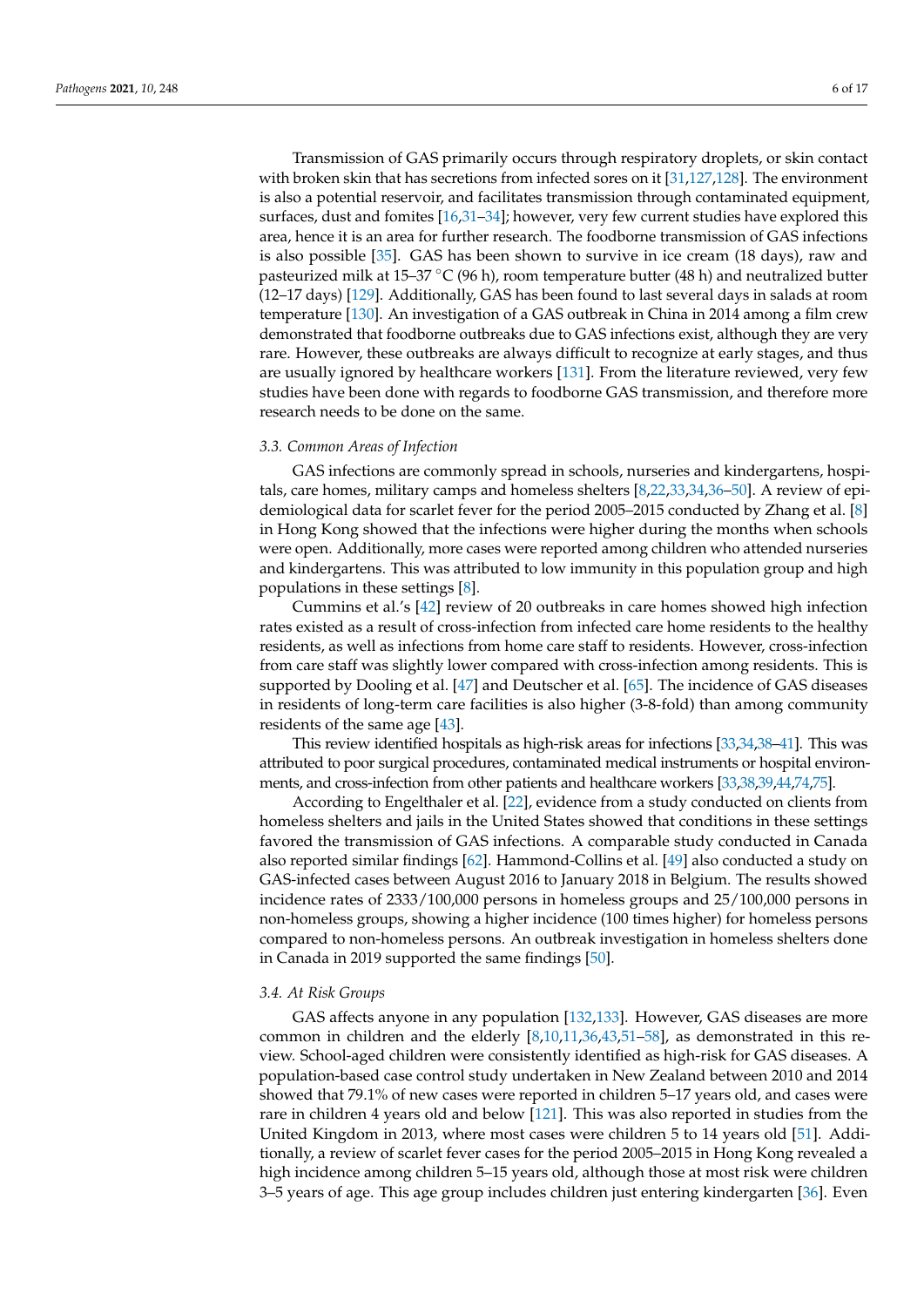Transmission of GAS primarily occurs through respiratory droplets, or skin contact with broken skin that has secretions from infected sores on it [31,127,128]. The environment is also a potential reservoir, and facilitates transmission through contaminated equipment, surfaces, dust and fomites [16,31–34]; however, very few current studies have explored this area, hence it is an area for further research. The foodborne transmission of GAS infections is also possible [35]. GAS has been shown to survive in ice cream (18 days), raw and pasteurized milk at 15–37 °C (96 h), room temperature butter (48 h) and neutralized butter (12–17 days) [129]. Additionally, GAS has been found to last several days in salads at room temperature [130]. An investigation of a GAS outbreak in China in 2014 among a film crew demonstrated that foodborne outbreaks due to GAS infections exist, although they are very rare. However, these outbreaks are always difficult to recognize at early stages, and thus are usually ignored by healthcare workers [131]. From the literature reviewed, very few studies have been done with regards to foodborne GAS transmission, and therefore more research needs to be done on the same.

### 3.3. Common Areas of Infection

GAS infections are commonly spread in schools, nurseries and kindergartens, hospitals, care homes, military camps and homeless shelters [8,22,33,34,36–50]. A review of epidemiological data for scarlet fever for the period 2005–2015 conducted by Zhang et al. [8] in Hong Kong showed that the infections were higher during the months when schools were open. Additionally, more cases were reported among children who attended nurseries and kindergartens. This was attributed to low immunity in this population group and high populations in these settings [8].

Cummins et al.'s [42] review of 20 outbreaks in care homes showed high infection rates existed as a result of cross-infection from infected care home residents to the healthy residents, as well as infections from home care staff to residents. However, cross-infection from care staff was slightly lower compared with cross-infection among residents. This is supported by Dooling et al. [47] and Deutscher et al. [65]. The incidence of GAS diseases in residents of long-term care facilities is also higher (3-8-fold) than among community residents of the same age [43].

This review identified hospitals as high-risk areas for infections [33,34,38–41]. This was attributed to poor surgical procedures, contaminated medical instruments or hospital environments, and cross-infection from other patients and healthcare workers [33,38,39,44,74,75].

According to Engelthaler et al. [22], evidence from a study conducted on clients from homeless shelters and jails in the United States showed that conditions in these settings favored the transmission of GAS infections. A comparable study conducted in Canada also reported similar findings [62]. Hammond-Collins et al. [49] also conducted a study on GAS-infected cases between August 2016 to January 2018 in Belgium. The results showed incidence rates of 2333/100,000 persons in homeless groups and 25/100,000 persons in non-homeless groups, showing a higher incidence (100 times higher) for homeless persons compared to non-homeless persons. An outbreak investigation in homeless shelters done in Canada in 2019 supported the same findings [50].

### 3.4. At Risk Groups

GAS affects anyone in any population [132,133]. However, GAS diseases are more common in children and the elderly [8,10,11,36,43,51–58], as demonstrated in this review. School-aged children were consistently identified as high-risk for GAS diseases. A population-based case control study undertaken in New Zealand between 2010 and 2014 showed that 79.1% of new cases were reported in children 5–17 years old, and cases were rare in children 4 years old and below [121]. This was also reported in studies from the United Kingdom in 2013, where most cases were children 5 to 14 years old [51]. Additionally, a review of scarlet fever cases for the period 2005–2015 in Hong Kong revealed a high incidence among children 5–15 years old, although those at most risk were children 3–5 years of age. This age group includes children just entering kindergarten [36]. Even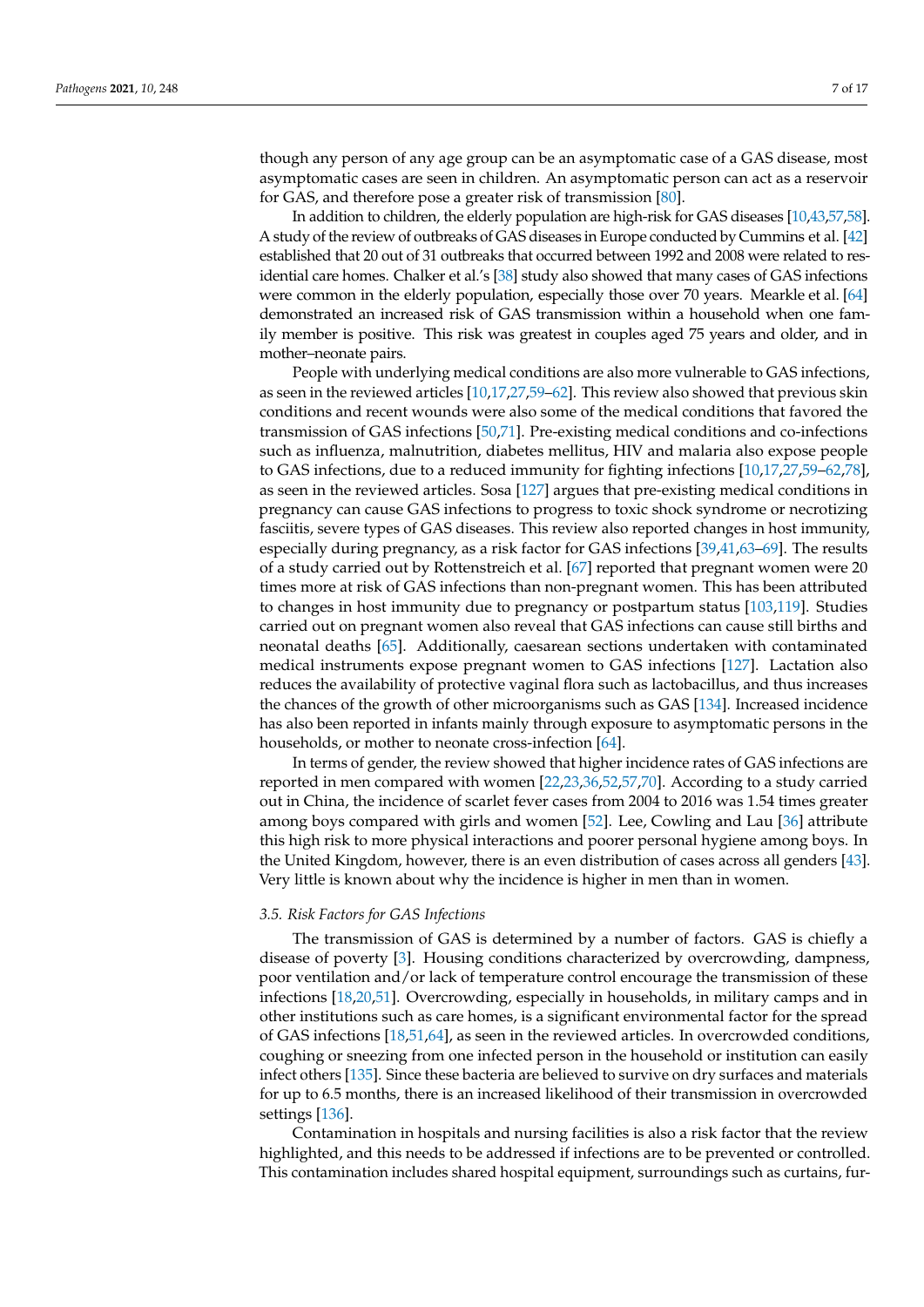though any person of any age group can be an asymptomatic case of a GAS disease, most asymptomatic cases are seen in children. An asymptomatic person can act as a reservoir for GAS, and therefore pose a greater risk of transmission [80].

In addition to children, the elderly population are high-risk for GAS diseases [10,43,57,58]. A study of the review of outbreaks of GAS diseases in Europe conducted by Cummins et al. [42] established that 20 out of 31 outbreaks that occurred between 1992 and 2008 were related to residential care homes. Chalker et al.'s [38] study also showed that many cases of GAS infections were common in the elderly population, especially those over 70 years. Mearkle et al. [64] demonstrated an increased risk of GAS transmission within a household when one family member is positive. This risk was greatest in couples aged 75 years and older, and in mother–neonate pairs.

People with underlying medical conditions are also more vulnerable to GAS infections, as seen in the reviewed articles [10,17,27,59–62]. This review also showed that previous skin conditions and recent wounds were also some of the medical conditions that favored the transmission of GAS infections [50,71]. Pre-existing medical conditions and co-infections such as influenza, malnutrition, diabetes mellitus, HIV and malaria also expose people to GAS infections, due to a reduced immunity for fighting infections [10,17,27,59–62,78], as seen in the reviewed articles. Sosa [127] argues that pre-existing medical conditions in pregnancy can cause GAS infections to progress to toxic shock syndrome or necrotizing fasciitis, severe types of GAS diseases. This review also reported changes in host immunity, especially during pregnancy, as a risk factor for GAS infections [39,41,63–69]. The results of a study carried out by Rottenstreich et al. [67] reported that pregnant women were 20 times more at risk of GAS infections than non-pregnant women. This has been attributed to changes in host immunity due to pregnancy or postpartum status [103,119]. Studies carried out on pregnant women also reveal that GAS infections can cause still births and neonatal deaths [65]. Additionally, caesarean sections undertaken with contaminated medical instruments expose pregnant women to GAS infections [127]. Lactation also reduces the availability of protective vaginal flora such as lactobacillus, and thus increases the chances of the growth of other microorganisms such as GAS [134]. Increased incidence has also been reported in infants mainly through exposure to asymptomatic persons in the households, or mother to neonate cross-infection [64].

In terms of gender, the review showed that higher incidence rates of GAS infections are reported in men compared with women [22,23,36,52,57,70]. According to a study carried out in China, the incidence of scarlet fever cases from 2004 to 2016 was 1.54 times greater among boys compared with girls and women [52]. Lee, Cowling and Lau [36] attribute this high risk to more physical interactions and poorer personal hygiene among boys. In the United Kingdom, however, there is an even distribution of cases across all genders [43]. Very little is known about why the incidence is higher in men than in women.

### 3.5. Risk Factors for GAS Infections

The transmission of GAS is determined by a number of factors. GAS is chiefly a disease of poverty [3]. Housing conditions characterized by overcrowding, dampness, poor ventilation and/or lack of temperature control encourage the transmission of these infections [18,20,51]. Overcrowding, especially in households, in military camps and in other institutions such as care homes, is a significant environmental factor for the spread of GAS infections [18,51,64], as seen in the reviewed articles. In overcrowded conditions, coughing or sneezing from one infected person in the household or institution can easily infect others [135]. Since these bacteria are believed to survive on dry surfaces and materials for up to 6.5 months, there is an increased likelihood of their transmission in overcrowded settings [136].

Contamination in hospitals and nursing facilities is also a risk factor that the review highlighted, and this needs to be addressed if infections are to be prevented or controlled. This contamination includes shared hospital equipment, surroundings such as curtains, fur-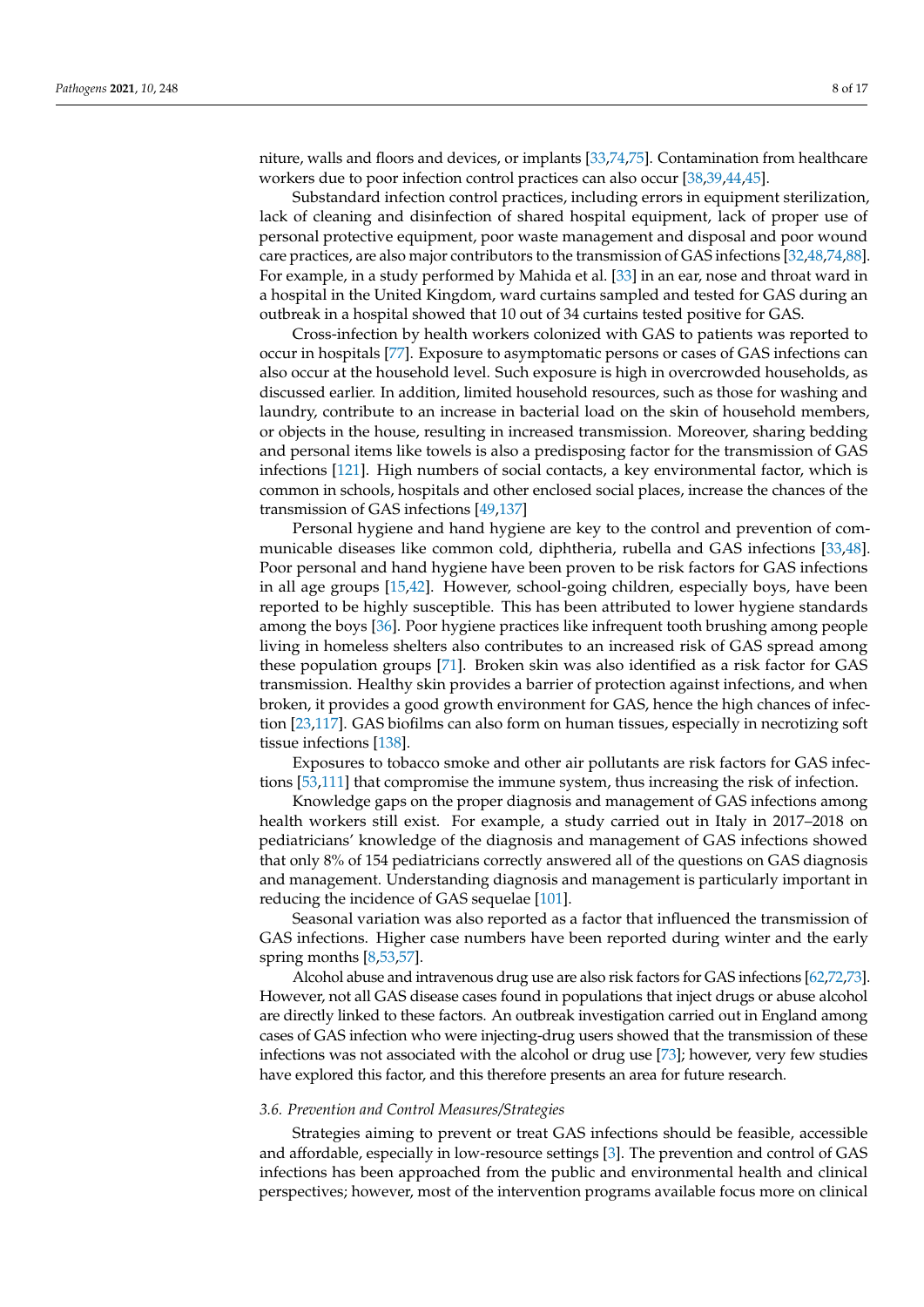niture, walls and floors and devices, or implants [33,74,75]. Contamination from healthcare workers due to poor infection control practices can also occur [38,39,44,45].

Substandard infection control practices, including errors in equipment sterilization, lack of cleaning and disinfection of shared hospital equipment, lack of proper use of personal protective equipment, poor waste management and disposal and poor wound care practices, are also major contributors to the transmission of GAS infections [32,48,74,88]. For example, in a study performed by Mahida et al. [33] in an ear, nose and throat ward in a hospital in the United Kingdom, ward curtains sampled and tested for GAS during an outbreak in a hospital showed that 10 out of 34 curtains tested positive for GAS.

Cross-infection by health workers colonized with GAS to patients was reported to occur in hospitals [77]. Exposure to asymptomatic persons or cases of GAS infections can also occur at the household level. Such exposure is high in overcrowded households, as discussed earlier. In addition, limited household resources, such as those for washing and laundry, contribute to an increase in bacterial load on the skin of household members, or objects in the house, resulting in increased transmission. Moreover, sharing bedding and personal items like towels is also a predisposing factor for the transmission of GAS infections [121]. High numbers of social contacts, a key environmental factor, which is common in schools, hospitals and other enclosed social places, increase the chances of the transmission of GAS infections [49,137]

Personal hygiene and hand hygiene are key to the control and prevention of communicable diseases like common cold, diphtheria, rubella and GAS infections [33,48]. Poor personal and hand hygiene have been proven to be risk factors for GAS infections in all age groups [15,42]. However, school-going children, especially boys, have been reported to be highly susceptible. This has been attributed to lower hygiene standards among the boys [36]. Poor hygiene practices like infrequent tooth brushing among people living in homeless shelters also contributes to an increased risk of GAS spread among these population groups [71]. Broken skin was also identified as a risk factor for GAS transmission. Healthy skin provides a barrier of protection against infections, and when broken, it provides a good growth environment for GAS, hence the high chances of infection [23,117]. GAS biofilms can also form on human tissues, especially in necrotizing soft tissue infections [138].

Exposures to tobacco smoke and other air pollutants are risk factors for GAS infections [53,111] that compromise the immune system, thus increasing the risk of infection.

Knowledge gaps on the proper diagnosis and management of GAS infections among health workers still exist. For example, a study carried out in Italy in 2017–2018 on pediatricians' knowledge of the diagnosis and management of GAS infections showed that only 8% of 154 pediatricians correctly answered all of the questions on GAS diagnosis and management. Understanding diagnosis and management is particularly important in reducing the incidence of GAS sequelae [101].

Seasonal variation was also reported as a factor that influenced the transmission of GAS infections. Higher case numbers have been reported during winter and the early spring months [8,53,57].

Alcohol abuse and intravenous drug use are also risk factors for GAS infections [62,72,73]. However, not all GAS disease cases found in populations that inject drugs or abuse alcohol are directly linked to these factors. An outbreak investigation carried out in England among cases of GAS infection who were injecting-drug users showed that the transmission of these infections was not associated with the alcohol or drug use [73]; however, very few studies have explored this factor, and this therefore presents an area for future research.

### *3.6. Prevention and Control Measures/Strategies*

Strategies aiming to prevent or treat GAS infections should be feasible, accessible and affordable, especially in low-resource settings [3]. The prevention and control of GAS infections has been approached from the public and environmental health and clinical perspectives; however, most of the intervention programs available focus more on clinical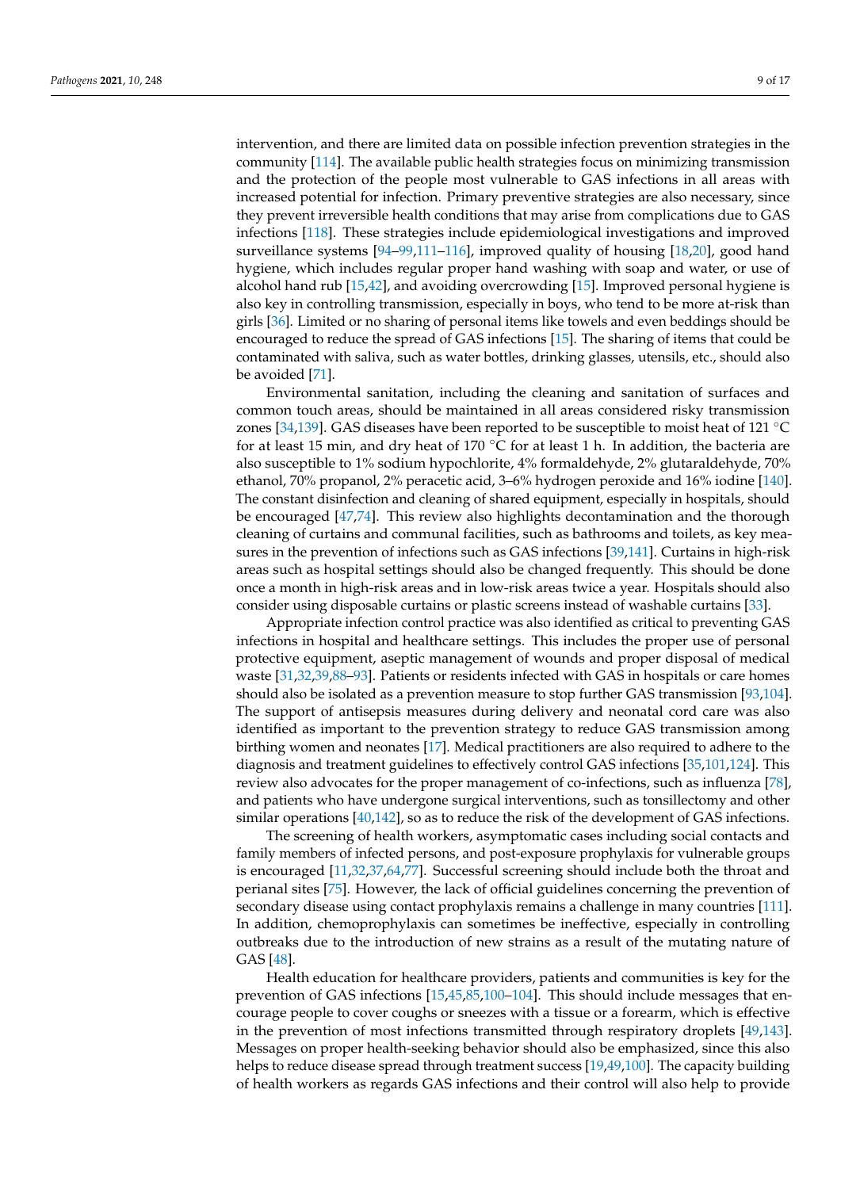intervention, and there are limited data on possible infection prevention strategies in the community [114]. The available public health strategies focus on minimizing transmission and the protection of the people most vulnerable to GAS infections in all areas with increased potential for infection. Primary preventive strategies are also necessary, since they prevent irreversible health conditions that may arise from complications due to GAS infections [118]. These strategies include epidemiological investigations and improved surveillance systems [94–99,111–116], improved quality of housing [18,20], good hand hygiene, which includes regular proper hand washing with soap and water, or use of alcohol hand rub [15,42], and avoiding overcrowding [15]. Improved personal hygiene is also key in controlling transmission, especially in boys, who tend to be more at-risk than girls [36]. Limited or no sharing of personal items like towels and even beddings should be encouraged to reduce the spread of GAS infections [15]. The sharing of items that could be contaminated with saliva, such as water bottles, drinking glasses, utensils, etc., should also be avoided [71].

Environmental sanitation, including the cleaning and sanitation of surfaces and common touch areas, should be maintained in all areas considered risky transmission zones [34,139]. GAS diseases have been reported to be susceptible to moist heat of 121 °C for at least 15 min, and dry heat of 170 °C for at least 1 h. In addition, the bacteria are also susceptible to 1% sodium hypochlorite, 4% formaldehyde, 2% glutaraldehyde, 70% ethanol, 70% propanol, 2% peracetic acid, 3–6% hydrogen peroxide and 16% iodine [140]. The constant disinfection and cleaning of shared equipment, especially in hospitals, should be encouraged [47,74]. This review also highlights decontamination and the thorough cleaning of curtains and communal facilities, such as bathrooms and toilets, as key measures in the prevention of infections such as GAS infections [39,141]. Curtains in high-risk areas such as hospital settings should also be changed frequently. This should be done once a month in high-risk areas and in low-risk areas twice a year. Hospitals should also consider using disposable curtains or plastic screens instead of washable curtains [33].

Appropriate infection control practice was also identified as critical to preventing GAS infections in hospital and healthcare settings. This includes the proper use of personal protective equipment, aseptic management of wounds and proper disposal of medical waste [31,32,39,88–93]. Patients or residents infected with GAS in hospitals or care homes should also be isolated as a prevention measure to stop further GAS transmission [93,104]. The support of antisepsis measures during delivery and neonatal cord care was also identified as important to the prevention strategy to reduce GAS transmission among birthing women and neonates [17]. Medical practitioners are also required to adhere to the diagnosis and treatment guidelines to effectively control GAS infections [35,101,124]. This review also advocates for the proper management of co-infections, such as influenza [78], and patients who have undergone surgical interventions, such as tonsillectomy and other similar operations [40,142], so as to reduce the risk of the development of GAS infections.

The screening of health workers, asymptomatic cases including social contacts and family members of infected persons, and post-exposure prophylaxis for vulnerable groups is encouraged [11,32,37,64,77]. Successful screening should include both the throat and perianal sites [75]. However, the lack of official guidelines concerning the prevention of secondary disease using contact prophylaxis remains a challenge in many countries [111]. In addition, chemoprophylaxis can sometimes be ineffective, especially in controlling outbreaks due to the introduction of new strains as a result of the mutating nature of GAS [48].

Health education for healthcare providers, patients and communities is key for the prevention of GAS infections [15,45,85,100–104]. This should include messages that encourage people to cover coughs or sneezes with a tissue or a forearm, which is effective in the prevention of most infections transmitted through respiratory droplets [49,143]. Messages on proper health-seeking behavior should also be emphasized, since this also helps to reduce disease spread through treatment success [19,49,100]. The capacity building of health workers as regards GAS infections and their control will also help to provide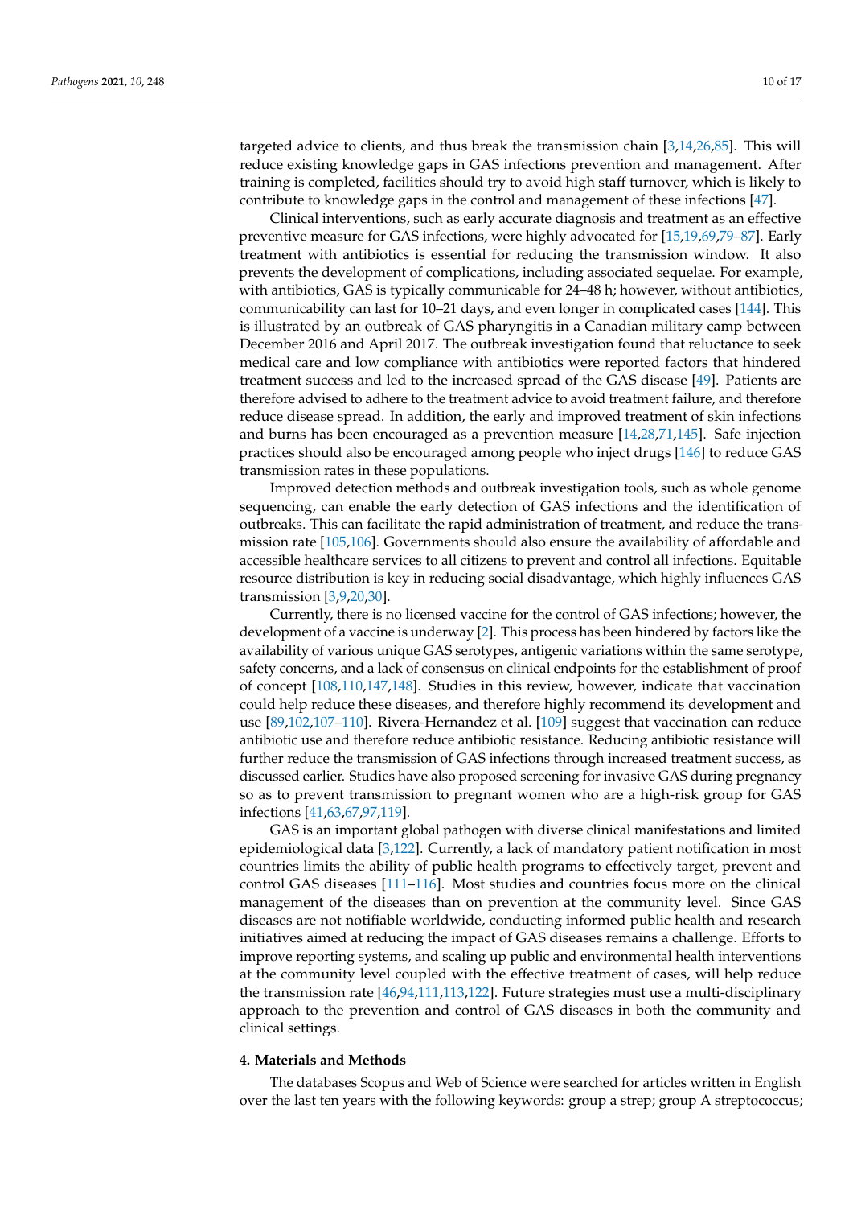targeted advice to clients, and thus break the transmission chain [3,14,26,85]. This will reduce existing knowledge gaps in GAS infections prevention and management. After training is completed, facilities should try to avoid high staff turnover, which is likely to contribute to knowledge gaps in the control and management of these infections [47].

Clinical interventions, such as early accurate diagnosis and treatment as an effective preventive measure for GAS infections, were highly advocated for [15,19,69,79–87]. Early treatment with antibiotics is essential for reducing the transmission window. It also prevents the development of complications, including associated sequelae. For example, with antibiotics, GAS is typically communicable for 24–48 h; however, without antibiotics, communicability can last for 10–21 days, and even longer in complicated cases [144]. This is illustrated by an outbreak of GAS pharyngitis in a Canadian military camp between December 2016 and April 2017. The outbreak investigation found that reluctance to seek medical care and low compliance with antibiotics were reported factors that hindered treatment success and led to the increased spread of the GAS disease [49]. Patients are therefore advised to adhere to the treatment advice to avoid treatment failure, and therefore reduce disease spread. In addition, the early and improved treatment of skin infections and burns has been encouraged as a prevention measure [14,28,71,145]. Safe injection practices should also be encouraged among people who inject drugs [146] to reduce GAS transmission rates in these populations.

Improved detection methods and outbreak investigation tools, such as whole genome sequencing, can enable the early detection of GAS infections and the identification of outbreaks. This can facilitate the rapid administration of treatment, and reduce the transmission rate [105,106]. Governments should also ensure the availability of affordable and accessible healthcare services to all citizens to prevent and control all infections. Equitable resource distribution is key in reducing social disadvantage, which highly influences GAS transmission [3,9,20,30].

Currently, there is no licensed vaccine for the control of GAS infections; however, the development of a vaccine is underway [2]. This process has been hindered by factors like the availability of various unique GAS serotypes, antigenic variations within the same serotype, safety concerns, and a lack of consensus on clinical endpoints for the establishment of proof of concept [108,110,147,148]. Studies in this review, however, indicate that vaccination could help reduce these diseases, and therefore highly recommend its development and use [89,102,107–110]. Rivera-Hernandez et al. [109] suggest that vaccination can reduce antibiotic use and therefore reduce antibiotic resistance. Reducing antibiotic resistance will further reduce the transmission of GAS infections through increased treatment success, as discussed earlier. Studies have also proposed screening for invasive GAS during pregnancy so as to prevent transmission to pregnant women who are a high-risk group for GAS infections [41,63,67,97,119].

GAS is an important global pathogen with diverse clinical manifestations and limited epidemiological data [3,122]. Currently, a lack of mandatory patient notification in most countries limits the ability of public health programs to effectively target, prevent and control GAS diseases [111–116]. Most studies and countries focus more on the clinical management of the diseases than on prevention at the community level. Since GAS diseases are not notifiable worldwide, conducting informed public health and research initiatives aimed at reducing the impact of GAS diseases remains a challenge. Efforts to improve reporting systems, and scaling up public and environmental health interventions at the community level coupled with the effective treatment of cases, will help reduce the transmission rate [46,94,111,113,122]. Future strategies must use a multi-disciplinary approach to the prevention and control of GAS diseases in both the community and clinical settings.

## 4. Materials and Methods

The databases Scopus and Web of Science were searched for articles written in English over the last ten years with the following keywords: group a strep; group A streptococcus;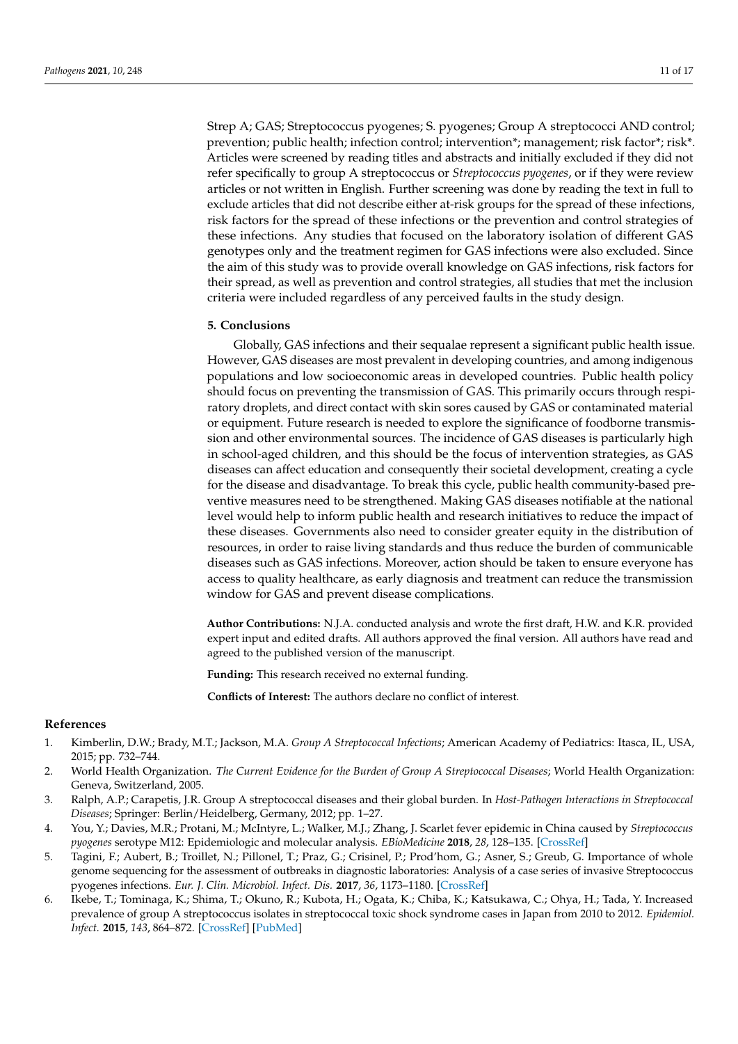Strep A; GAS; Streptococcus pyogenes; S. pyogenes; Group A streptococci AND control; prevention; public health; infection control; intervention*; management; risk factor*; risk*. Articles were screened by reading titles and abstracts and initially excluded if they did not refer specifically to group A streptococcus or *Streptococcus pyogenes*, or if they were review articles or not written in English. Further screening was done by reading the text in full to exclude articles that did not describe either at-risk groups for the spread of these infections, risk factors for the spread of these infections or the prevention and control strategies of these infections. Any studies that focused on the laboratory isolation of different GAS genotypes only and the treatment regimen for GAS infections were also excluded. Since the aim of this study was to provide overall knowledge on GAS infections, risk factors for their spread, as well as prevention and control strategies, all studies that met the inclusion criteria were included regardless of any perceived faults in the study design.

## 5. Conclusions

Globally, GAS infections and their sequalae represent a significant public health issue. However, GAS diseases are most prevalent in developing countries, and among indigenous populations and low socioeconomic areas in developed countries. Public health policy should focus on preventing the transmission of GAS. This primarily occurs through respiratory droplets, and direct contact with skin sores caused by GAS or contaminated material or equipment. Future research is needed to explore the significance of foodborne transmission and other environmental sources. The incidence of GAS diseases is particularly high in school-aged children, and this should be the focus of intervention strategies, as GAS diseases can affect education and consequently their societal development, creating a cycle for the disease and disadvantage. To break this cycle, public health community-based preventive measures need to be strengthened. Making GAS diseases notifiable at the national level would help to inform public health and research initiatives to reduce the impact of these diseases. Governments also need to consider greater equity in the distribution of resources, in order to raise living standards and thus reduce the burden of communicable diseases such as GAS infections. Moreover, action should be taken to ensure everyone has access to quality healthcare, as early diagnosis and treatment can reduce the transmission window for GAS and prevent disease complications.

**Author Contributions:** N.J.A. conducted analysis and wrote the first draft, H.W. and K.R. provided expert input and edited drafts. All authors approved the final version. All authors have read and agreed to the published version of the manuscript.

**Funding:** This research received no external funding.

**Conflicts of Interest:** The authors declare no conflict of interest.

## References

1. Kimberlin, D.W.; Brady, M.T.; Jackson, M.A. *Group A Streptococcal Infections*; American Academy of Pediatrics: Itasca, IL, USA, 2015; pp. 732–744.
2. World Health Organization. *The Current Evidence for the Burden of Group A Streptococcal Diseases*; World Health Organization: Geneva, Switzerland, 2005.
3. Ralph, A.P.; Carapetis, J.R. Group A streptococcal diseases and their global burden. In *Host-Pathogen Interactions in Streptococcal Diseases*; Springer: Berlin/Heidelberg, Germany, 2012; pp. 1–27.
4. You, Y.; Davies, M.R.; Protani, M.; McIntyre, L.; Walker, M.J.; Zhang, J. Scarlet fever epidemic in China caused by *Streptococcus pyogenes* serotype M12: Epidemiologic and molecular analysis. *EBioMedicine* **2018**, *28*, 128–135. [CrossRef]
5. Tagini, F.; Aubert, B.; Troillet, N.; Pillonel, T.; Praz, G.; Crisinel, P.; Prod'hom, G.; Asner, S.; Greub, G. Importance of whole genome sequencing for the assessment of outbreaks in diagnostic laboratories: Analysis of a case series of invasive Streptococcus pyogenes infections. *Eur. J. Clin. Microbiol. Infect. Dis.* **2017**, *36*, 1173–1180. [CrossRef]
6. Ikebe, T.; Tominaga, K.; Shima, T.; Okuno, R.; Kubota, H.; Ogata, K.; Chiba, K.; Katsukawa, C.; Ohya, H.; Tada, Y. Increased prevalence of group A streptococcus isolates in streptococcal toxic shock syndrome cases in Japan from 2010 to 2012. *Epidemiol. Infect.* **2015**, *143*, 864–872. [CrossRef] [PubMed]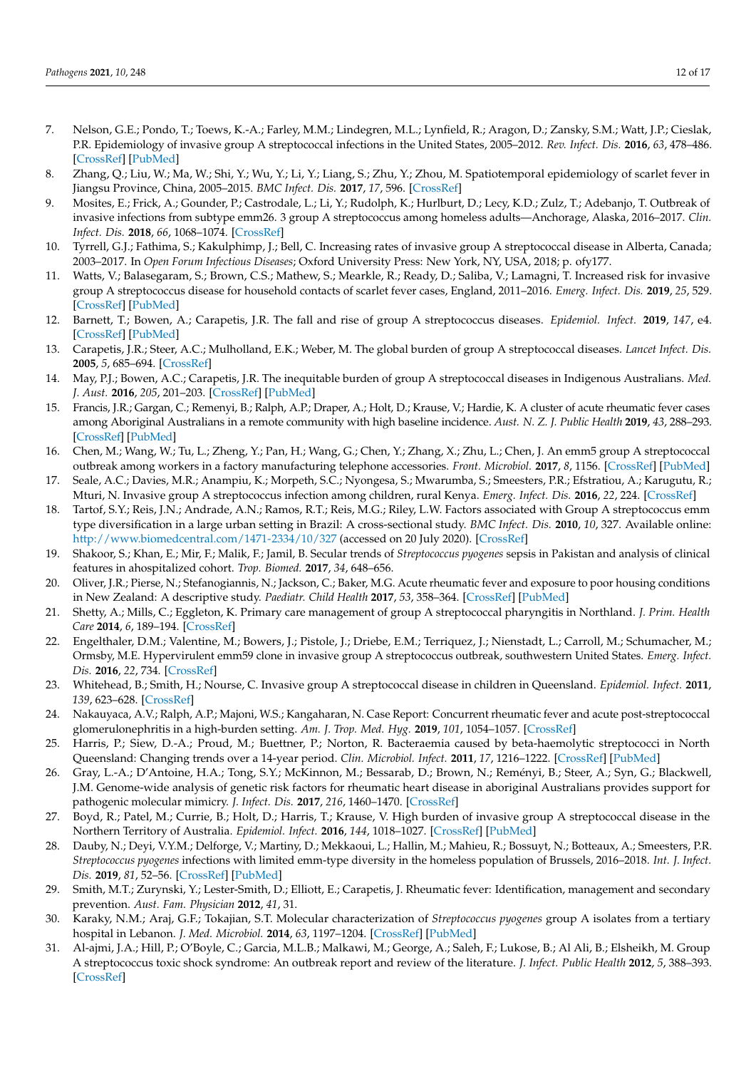7. Nelson, G.E.; Pondo, T.; Toews, K.-A.; Farley, M.M.; Lindegren, M.L.; Lynfield, R.; Aragon, D.; Zansky, S.M.; Watt, J.P.; Cieslak, P.R. Epidemiology of invasive group A streptococcal infections in the United States, 2005–2012. *Rev. Infect. Dis.* **2016**, *63*, 478–486. [CrossRef] [PubMed]
8. Zhang, Q.; Liu, W.; Ma, W.; Shi, Y.; Wu, Y.; Li, Y.; Liang, S.; Zhu, Y.; Zhou, M. Spatiotemporal epidemiology of scarlet fever in Jiangsu Province, China, 2005–2015. *BMC Infect. Dis.* **2017**, *17*, 596. [CrossRef]
9. Mosites, E.; Frick, A.; Gounder, P.; Castrodale, L.; Li, Y.; Rudolph, K.; Hurlburt, D.; Lecy, K.D.; Zulz, T.; Adebanjo, T. Outbreak of invasive infections from subtype emm26. 3 group A streptococcus among homeless adults—Anchorage, Alaska, 2016–2017. *Clin. Infect. Dis.* **2018**, *66*, 1068–1074. [CrossRef]
10. Tyrrell, G.J.; Fathima, S.; Kakulphimp, J.; Bell, C. Increasing rates of invasive group A streptococcal disease in Alberta, Canada; 2003–2017. In *Open Forum Infectious Diseases*; Oxford University Press: New York, NY, USA, 2018; p. ofy177.
11. Watts, V.; Balasegaram, S.; Brown, C.S.; Mathew, S.; Mearkle, R.; Ready, D.; Saliba, V.; Lamagni, T. Increased risk for invasive group A streptococcus disease for household contacts of scarlet fever cases, England, 2011–2016. *Emerg. Infect. Dis.* **2019**, *25*, 529. [CrossRef] [PubMed]
12. Barnett, T.; Bowen, A.; Carapetis, J.R. The fall and rise of group A streptococcus diseases. *Epidemiol. Infect.* **2019**, *147*, e4. [CrossRef] [PubMed]
13. Carapetis, J.R.; Steer, A.C.; Mulholland, E.K.; Weber, M. The global burden of group A streptococcal diseases. *Lancet Infect. Dis.* **2005**, *5*, 685–694. [CrossRef]
14. May, P.J.; Bowen, A.C.; Carapetis, J.R. The inequitable burden of group A streptococcal diseases in Indigenous Australians. *Med. J. Aust.* **2016**, *205*, 201–203. [CrossRef] [PubMed]
15. Francis, J.R.; Gargan, C.; Remenyi, B.; Ralph, A.P.; Draper, A.; Holt, D.; Krause, V.; Hardie, K. A cluster of acute rheumatic fever cases among Aboriginal Australians in a remote community with high baseline incidence. *Aust. N. Z. J. Public Health* **2019**, *43*, 288–293. [CrossRef] [PubMed]
16. Chen, M.; Wang, W.; Tu, L.; Zheng, Y.; Pan, H.; Wang, G.; Chen, Y.; Zhang, X.; Zhu, L.; Chen, J. An emm5 group A streptococcal outbreak among workers in a factory manufacturing telephone accessories. *Front. Microbiol.* **2017**, *8*, 1156. [CrossRef] [PubMed]
17. Seale, A.C.; Davies, M.R.; Anampiu, K.; Morpeth, S.C.; Nyongesa, S.; Mwarumba, S.; Smeesters, P.R.; Efstratiou, A.; Karugutu, R.; Mturi, N. Invasive group A streptococcus infection among children, rural Kenya. *Emerg. Infect. Dis.* **2016**, *22*, 224. [CrossRef]
18. Tartof, S.Y.; Reis, J.N.; Andrade, A.N.; Ramos, R.T.; Reis, M.G.; Riley, L.W. Factors associated with Group A streptococcus emm type diversification in a large urban setting in Brazil: A cross-sectional study. *BMC Infect. Dis.* **2010**, *10*, 327. Available online: http://www.biomedcentral.com/1471-2334/10/327 (accessed on 20 July 2020). [CrossRef]
19. Shakoor, S.; Khan, E.; Mir, F.; Malik, F.; Jamil, B. Secular trends of *Streptococcus pyogenes* sepsis in Pakistan and analysis of clinical features in ahospitalized cohort. *Trop. Biomed.* **2017**, *34*, 648–656.
20. Oliver, J.R.; Pierse, N.; Stefanogiannis, N.; Jackson, C.; Baker, M.G. Acute rheumatic fever and exposure to poor housing conditions in New Zealand: A descriptive study. *Paediatr. Child Health* **2017**, *53*, 358–364. [CrossRef] [PubMed]
21. Shetty, A.; Mills, C.; Eggleton, K. Primary care management of group A streptococcal pharyngitis in Northland. *J. Prim. Health Care* **2014**, *6*, 189–194. [CrossRef]
22. Engelthaler, D.M.; Valentine, M.; Bowers, J.; Pistole, J.; Driebe, E.M.; Terriquez, J.; Nienstadt, L.; Carroll, M.; Schumacher, M.; Ormsby, M.E. Hypervirulent emm59 clone in invasive group A streptococcus outbreak, southwestern United States. *Emerg. Infect. Dis.* **2016**, *22*, 734. [CrossRef]
23. Whitehead, B.; Smith, H.; Nourse, C. Invasive group A streptococcal disease in children in Queensland. *Epidemiol. Infect.* **2011**, *139*, 623–628. [CrossRef]
24. Nakauyaca, A.V.; Ralph, A.P.; Majoni, W.S.; Kangaharan, N. Case Report: Concurrent rheumatic fever and acute post-streptococcal glomerulonephritis in a high-burden setting. *Am. J. Trop. Med. Hyg.* **2019**, *101*, 1054–1057. [CrossRef]
25. Harris, P.; Siew, D.-A.; Proud, M.; Buettner, P.; Norton, R. Bacteraemia caused by beta-haemolytic streptococci in North Queensland: Changing trends over a 14-year period. *Clin. Microbiol. Infect.* **2011**, *17*, 1216–1222. [CrossRef] [PubMed]
26. Gray, L.-A.; D'Antoine, H.A.; Tong, S.Y.; McKinnon, M.; Bessarab, D.; Brown, N.; Reményi, B.; Steer, A.; Syn, G.; Blackwell, J.M. Genome-wide analysis of genetic risk factors for rheumatic heart disease in aboriginal Australians provides support for pathogenic molecular mimicry. *J. Infect. Dis.* **2017**, *216*, 1460–1470. [CrossRef]
27. Boyd, R.; Patel, M.; Currie, B.; Holt, D.; Harris, T.; Krause, V. High burden of invasive group A streptococcal disease in the Northern Territory of Australia. *Epidemiol. Infect.* **2016**, *144*, 1018–1027. [CrossRef] [PubMed]
28. Dauby, N.; Deyi, V.Y.M.; Delforge, V.; Martiny, D.; Mekkaoui, L.; Hallin, M.; Mahieu, R.; Bossuyt, N.; Botteaux, A.; Smeesters, P.R. *Streptococcus pyogenes* infections with limited emm-type diversity in the homeless population of Brussels, 2016–2018. *Int. J. Infect. Dis.* **2019**, *81*, 52–56. [CrossRef] [PubMed]
29. Smith, M.T.; Zurynski, Y.; Lester-Smith, D.; Elliott, E.; Carapetis, J. Rheumatic fever: Identification, management and secondary prevention. *Aust. Fam. Physician* **2012**, *41*, 31.
30. Karaky, N.M.; Araj, G.F.; Tokajian, S.T. Molecular characterization of *Streptococcus pyogenes* group A isolates from a tertiary hospital in Lebanon. *J. Med. Microbiol.* **2014**, *63*, 1197–1204. [CrossRef] [PubMed]
31. Al-ajmi, J.A.; Hill, P.; O'Boyle, C.; Garcia, M.L.B.; Malkawi, M.; George, A.; Saleh, F.; Lukose, B.; Al Ali, B.; Elsheikh, M. Group A streptococcus toxic shock syndrome: An outbreak report and review of the literature. *J. Infect. Public Health* **2012**, *5*, 388–393. [CrossRef]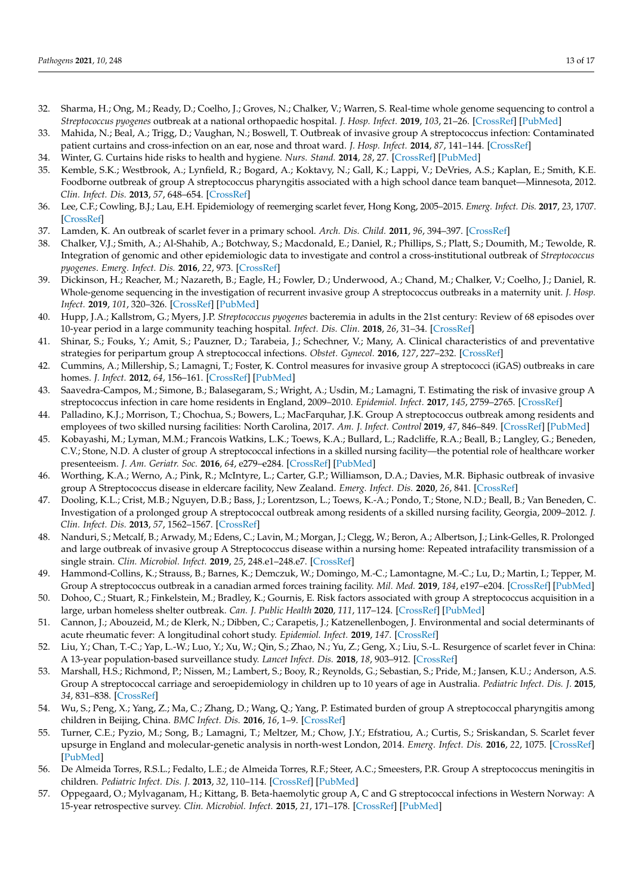32. Sharma, H.; Ong, M.; Ready, D.; Coelho, J.; Groves, N.; Chalker, V.; Warren, S. Real-time whole genome sequencing to control a *Streptococcus pyogenes* outbreak at a national orthopaedic hospital. *J. Hosp. Infect.* **2019**, *103*, 21–26. [CrossRef] [PubMed]
33. Mahida, N.; Beal, A.; Trigg, D.; Vaughan, N.; Boswell, T. Outbreak of invasive group A streptococcus infection: Contaminated patient curtains and cross-infection on an ear, nose and throat ward. *J. Hosp. Infect.* **2014**, *87*, 141–144. [CrossRef]
34. Winter, G. Curtains hide risks to health and hygiene. *Nurs. Stand.* **2014**, *28*, 27. [CrossRef] [PubMed]
35. Kemble, S.K.; Westbrook, A.; Lynfield, R.; Bogard, A.; Koktavy, N.; Gall, K.; Lappi, V.; DeVries, A.S.; Kaplan, E.; Smith, K.E. Foodborne outbreak of group A streptococcus pharyngitis associated with a high school dance team banquet—Minnesota, 2012. *Clin. Infect. Dis.* **2013**, *57*, 648–654. [CrossRef]
36. Lee, C.F.; Cowling, B.J.; Lau, E.H. Epidemiology of reemerging scarlet fever, Hong Kong, 2005–2015. *Emerg. Infect. Dis.* **2017**, *23*, 1707. [CrossRef]
37. Lamden, K. An outbreak of scarlet fever in a primary school. *Arch. Dis. Child.* **2011**, *96*, 394–397. [CrossRef]
38. Chalker, V.J.; Smith, A.; Al-Shahib, A.; Botchway, S.; Macdonald, E.; Daniel, R.; Phillips, S.; Platt, S.; Doumith, M.; Tewolde, R. Integration of genomic and other epidemiologic data to investigate and control a cross-institutional outbreak of *Streptococcus pyogenes*. *Emerg. Infect. Dis.* **2016**, *22*, 973. [CrossRef]
39. Dickinson, H.; Reacher, M.; Nazareth, B.; Eagle, H.; Fowler, D.; Underwood, A.; Chand, M.; Chalker, V.; Coelho, J.; Daniel, R. Whole-genome sequencing in the investigation of recurrent invasive group A streptococcus outbreaks in a maternity unit. *J. Hosp. Infect.* **2019**, *101*, 320–326. [CrossRef] [PubMed]
40. Hupp, J.A.; Kallstrom, G.; Myers, J.P. *Streptococcus pyogenes* bacteremia in adults in the 21st century: Review of 68 episodes over 10-year period in a large community teaching hospital. *Infect. Dis. Clin.* **2018**, *26*, 31–34. [CrossRef]
41. Shinar, S.; Fouks, Y.; Amit, S.; Pauzner, D.; Tarabeia, J.; Schechner, V.; Many, A. Clinical characteristics of and preventative strategies for peripartum group A streptococcal infections. *Obstet. Gynecol.* **2016**, *127*, 227–232. [CrossRef]
42. Cummins, A.; Millership, S.; Lamagni, T.; Foster, K. Control measures for invasive group A streptococci (iGAS) outbreaks in care homes. *J. Infect.* **2012**, *64*, 156–161. [CrossRef] [PubMed]
43. Saavedra-Campos, M.; Simone, B.; Balasegaram, S.; Wright, A.; Usdin, M.; Lamagni, T. Estimating the risk of invasive group A streptococcus infection in care home residents in England, 2009–2010. *Epidemiol. Infect.* **2017**, *145*, 2759–2765. [CrossRef]
44. Palladino, K.J.; Morrison, T.; Chochua, S.; Bowers, L.; MacFarquhar, J.K. Group A streptococcus outbreak among residents and employees of two skilled nursing facilities: North Carolina, 2017. *Am. J. Infect. Control* **2019**, *47*, 846–849. [CrossRef] [PubMed]
45. Kobayashi, M.; Lyman, M.M.; Francois Watkins, L.K.; Toews, K.A.; Bullard, L.; Radcliffe, R.A.; Beall, B.; Langley, G.; Beneden, C.V.; Stone, N.D. A cluster of group A streptococcal infections in a skilled nursing facility—the potential role of healthcare worker presenteeism. *J. Am. Geriatr. Soc.* **2016**, *64*, e279–e284. [CrossRef] [PubMed]
46. Worthing, K.A.; Werno, A.; Pink, R.; McIntyre, L.; Carter, G.P.; Williamson, D.A.; Davies, M.R. Biphasic outbreak of invasive group A Streptococcus disease in eldercare facility, New Zealand. *Emerg. Infect. Dis.* **2020**, *26*, 841. [CrossRef]
47. Dooling, K.L.; Crist, M.B.; Nguyen, D.B.; Bass, J.; Lorentzson, L.; Toews, K.-A.; Pondo, T.; Stone, N.D.; Beall, B.; Van Beneden, C. Investigation of a prolonged group A streptococcal outbreak among residents of a skilled nursing facility, Georgia, 2009–2012. *J. Clin. Infect. Dis.* **2013**, *57*, 1562–1567. [CrossRef]
48. Nanduri, S.; Metcalf, B.; Arwady, M.; Edens, C.; Lavin, M.; Morgan, J.; Clegg, W.; Beron, A.; Albertson, J.; Link-Gelles, R. Prolonged and large outbreak of invasive group A Streptococcus disease within a nursing home: Repeated intrafacility transmission of a single strain. *Clin. Microbiol. Infect.* **2019**, *25*, 248.e1–248.e7. [CrossRef]
49. Hammond-Collins, K.; Strauss, B.; Barnes, K.; Demczuk, W.; Domingo, M.-C.; Lamontagne, M.-C.; Lu, D.; Martin, I.; Tepper, M. Group A streptococcus outbreak in a canadian armed forces training facility. *Mil. Med.* **2019**, *184*, e197–e204. [CrossRef] [PubMed]
50. Dohoo, C.; Stuart, R.; Finkelstein, M.; Bradley, K.; Gournis, E. Risk factors associated with group A streptococcus acquisition in a large, urban homeless shelter outbreak. *Can. J. Public Health* **2020**, *111*, 117–124. [CrossRef] [PubMed]
51. Cannon, J.; Abouzeid, M.; de Klerk, N.; Dibben, C.; Carapetis, J.; Katzenellenbogen, J. Environmental and social determinants of acute rheumatic fever: A longitudinal cohort study. *Epidemiol. Infect.* **2019**, *147*. [CrossRef]
52. Liu, Y.; Chan, T.-C.; Yap, L.-W.; Luo, Y.; Xu, W.; Qin, S.; Zhao, N.; Yu, Z.; Geng, X.; Liu, S.-L. Resurgence of scarlet fever in China: A 13-year population-based surveillance study. *Lancet Infect. Dis.* **2018**, *18*, 903–912. [CrossRef]
53. Marshall, H.S.; Richmond, P.; Nissen, M.; Lambert, S.; Booy, R.; Reynolds, G.; Sebastian, S.; Pride, M.; Jansen, K.U.; Anderson, A.S. Group A streptococcal carriage and seroepidemiology in children up to 10 years of age in Australia. *Pediatric Infect. Dis. J.* **2015**, *34*, 831–838. [CrossRef]
54. Wu, S.; Peng, X.; Yang, Z.; Ma, C.; Zhang, D.; Wang, Q.; Yang, P. Estimated burden of group A streptococcal pharyngitis among children in Beijing, China. *BMC Infect. Dis.* **2016**, *16*, 1–9. [CrossRef]
55. Turner, C.E.; Pyzio, M.; Song, B.; Lamagni, T.; Meltzer, M.; Chow, J.Y.; Efstratiou, A.; Curtis, S.; Sriskandan, S. Scarlet fever upsurge in England and molecular-genetic analysis in north-west London, 2014. *Emerg. Infect. Dis.* **2016**, *22*, 1075. [CrossRef] [PubMed]
56. De Almeida Torres, R.S.L.; Fedalto, L.E.; de Almeida Torres, R.F.; Steer, A.C.; Smeesters, P.R. Group A streptococcus meningitis in children. *Pediatric Infect. Dis. J.* **2013**, *32*, 110–114. [CrossRef] [PubMed]
57. Oppegaard, O.; Mylvaganam, H.; Kittang, B. Beta-haemolytic group A, C and G streptococcal infections in Western Norway: A 15-year retrospective survey. *Clin. Microbiol. Infect.* **2015**, *21*, 171–178. [CrossRef] [PubMed]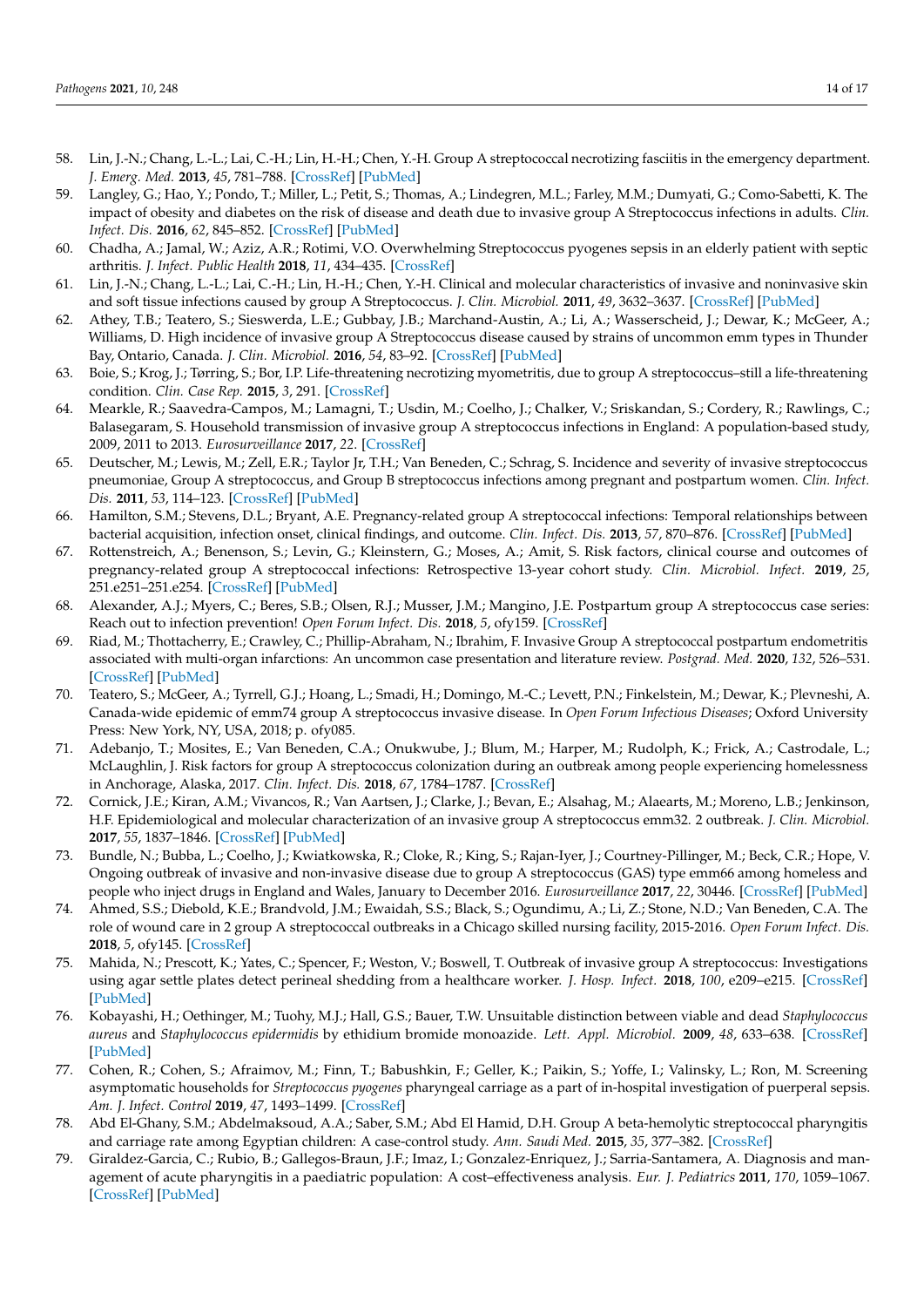58. Lin, J.-N.; Chang, L.-L.; Lai, C.-H.; Lin, H.-H.; Chen, Y.-H. Group A streptococcal necrotizing fasciitis in the emergency department. *J. Emerg. Med.* **2013**, *45*, 781–788. [CrossRef] [PubMed]
59. Langley, G.; Hao, Y.; Pondo, T.; Miller, L.; Petit, S.; Thomas, A.; Lindegren, M.L.; Farley, M.M.; Dumyati, G.; Como-Sabetti, K. The impact of obesity and diabetes on the risk of disease and death due to invasive group A Streptococcus infections in adults. *Clin. Infect. Dis.* **2016**, *62*, 845–852. [CrossRef] [PubMed]
60. Chadha, A.; Jamal, W.; Aziz, A.R.; Rotimi, V.O. Overwhelming Streptococcus pyogenes sepsis in an elderly patient with septic arthritis. *J. Infect. Public Health* **2018**, *11*, 434–435. [CrossRef]
61. Lin, J.-N.; Chang, L.-L.; Lai, C.-H.; Lin, H.-H.; Chen, Y.-H. Clinical and molecular characteristics of invasive and noninvasive skin and soft tissue infections caused by group A Streptococcus. *J. Clin. Microbiol.* **2011**, *49*, 3632–3637. [CrossRef] [PubMed]
62. Athey, T.B.; Teatero, S.; Sieswerda, L.E.; Gubbay, J.B.; Marchand-Austin, A.; Li, A.; Wasserscheid, J.; Dewar, K.; McGeer, A.; Williams, D. High incidence of invasive group A Streptococcus disease caused by strains of uncommon emm types in Thunder Bay, Ontario, Canada. *J. Clin. Microbiol.* **2016**, *54*, 83–92. [CrossRef] [PubMed]
63. Boie, S.; Krog, J.; Tørring, S.; Bor, I.P. Life-threatening necrotizing myometritis, due to group A streptococcus–still a life-threatening condition. *Clin. Case Rep.* **2015**, *3*, 291. [CrossRef]
64. Mearkle, R.; Saavedra-Campos, M.; Lamagni, T.; Usdin, M.; Coelho, J.; Chalker, V.; Sriskandan, S.; Cordery, R.; Rawlings, C.; Balasegaram, S. Household transmission of invasive group A streptococcus infections in England: A population-based study, 2009, 2011 to 2013. *Eurosurveillance* **2017**, *22*. [CrossRef]
65. Deutscher, M.; Lewis, M.; Zell, E.R.; Taylor Jr, T.H.; Van Beneden, C.; Schrag, S. Incidence and severity of invasive streptococcus pneumoniae, Group A streptococcus, and Group B streptococcus infections among pregnant and postpartum women. *Clin. Infect. Dis.* **2011**, *53*, 114–123. [CrossRef] [PubMed]
66. Hamilton, S.M.; Stevens, D.L.; Bryant, A.E. Pregnancy-related group A streptococcal infections: Temporal relationships between bacterial acquisition, infection onset, clinical findings, and outcome. *Clin. Infect. Dis.* **2013**, *57*, 870–876. [CrossRef] [PubMed]
67. Rottenstreich, A.; Benenson, S.; Levin, G.; Kleinstern, G.; Moses, A.; Amit, S. Risk factors, clinical course and outcomes of pregnancy-related group A streptococcal infections: Retrospective 13-year cohort study. *Clin. Microbiol. Infect.* **2019**, *25*, 251.e251–251.e254. [CrossRef] [PubMed]
68. Alexander, A.J.; Myers, C.; Beres, S.B.; Olsen, R.J.; Musser, J.M.; Mangino, J.E. Postpartum group A streptococcus case series: Reach out to infection prevention! *Open Forum Infect. Dis.* **2018**, *5*, ofy159. [CrossRef]
69. Riad, M.; Thottacherry, E.; Crawley, C.; Phillip-Abraham, N.; Ibrahim, F. Invasive Group A streptococcal postpartum endometritis associated with multi-organ infarctions: An uncommon case presentation and literature review. *Postgrad. Med.* **2020**, *132*, 526–531. [CrossRef] [PubMed]
70. Teatero, S.; McGeer, A.; Tyrrell, G.J.; Hoang, L.; Smadi, H.; Domingo, M.-C.; Levett, P.N.; Finkelstein, M.; Dewar, K.; Plevneshi, A. Canada-wide epidemic of emm74 group A streptococcus invasive disease. In *Open Forum Infectious Diseases*; Oxford University Press: New York, NY, USA, 2018; p. ofy085.
71. Adebanjo, T.; Mosites, E.; Van Beneden, C.A.; Onukwube, J.; Blum, M.; Harper, M.; Rudolph, K.; Frick, A.; Castrodale, L.; McLaughlin, J. Risk factors for group A streptococcus colonization during an outbreak among people experiencing homelessness in Anchorage, Alaska, 2017. *Clin. Infect. Dis.* **2018**, *67*, 1784–1787. [CrossRef]
72. Cornick, J.E.; Kiran, A.M.; Vivancos, R.; Van Aartsen, J.; Clarke, J.; Bevan, E.; Alsahag, M.; Alaearts, M.; Moreno, L.B.; Jenkinson, H.F. Epidemiological and molecular characterization of an invasive group A streptococcus emm32. 2 outbreak. *J. Clin. Microbiol.* **2017**, *55*, 1837–1846. [CrossRef] [PubMed]
73. Bundle, N.; Bubba, L.; Coelho, J.; Kwiatkowska, R.; Cloke, R.; King, S.; Rajan-Iyer, J.; Courtney-Pillinger, M.; Beck, C.R.; Hope, V. Ongoing outbreak of invasive and non-invasive disease due to group A streptococcus (GAS) type emm66 among homeless and people who inject drugs in England and Wales, January to December 2016. *Eurosurveillance* **2017**, *22*, 30446. [CrossRef] [PubMed]
74. Ahmed, S.S.; Diebold, K.E.; Brandvold, J.M.; Ewaidah, S.S.; Black, S.; Ogundimu, A.; Li, Z.; Stone, N.D.; Van Beneden, C.A. The role of wound care in 2 group A streptococcal outbreaks in a Chicago skilled nursing facility, 2015-2016. *Open Forum Infect. Dis.* **2018**, *5*, ofy145. [CrossRef]
75. Mahida, N.; Prescott, K.; Yates, C.; Spencer, F.; Weston, V.; Boswell, T. Outbreak of invasive group A streptococcus: Investigations using agar settle plates detect perineal shedding from a healthcare worker. *J. Hosp. Infect.* **2018**, *100*, e209–e215. [CrossRef] [PubMed]
76. Kobayashi, H.; Oethinger, M.; Tuohy, M.J.; Hall, G.S.; Bauer, T.W. Unsuitable distinction between viable and dead *Staphylococcus aureus* and *Staphylococcus epidermidis* by ethidium bromide monoazide. *Lett. Appl. Microbiol.* **2009**, *48*, 633–638. [CrossRef] [PubMed]
77. Cohen, R.; Cohen, S.; Afraimov, M.; Finn, T.; Babushkin, F.; Geller, K.; Paikin, S.; Yoffe, I.; Valinsky, L.; Ron, M. Screening asymptomatic households for *Streptococcus pyogenes* pharyngeal carriage as a part of in-hospital investigation of puerperal sepsis. *Am. J. Infect. Control* **2019**, *47*, 1493–1499. [CrossRef]
78. Abd El-Ghany, S.M.; Abdelmaksoud, A.A.; Saber, S.M.; Abd El Hamid, D.H. Group A beta-hemolytic streptococcal pharyngitis and carriage rate among Egyptian children: A case-control study. *Ann. Saudi Med.* **2015**, *35*, 377–382. [CrossRef]
79. Giraldez-Garcia, C.; Rubio, B.; Gallegos-Braun, J.F.; Imaz, I.; Gonzalez-Enriquez, J.; Sarria-Santamera, A. Diagnosis and management of acute pharyngitis in a paediatric population: A cost–effectiveness analysis. *Eur. J. Pediatrics* **2011**, *170*, 1059–1067. [CrossRef] [PubMed]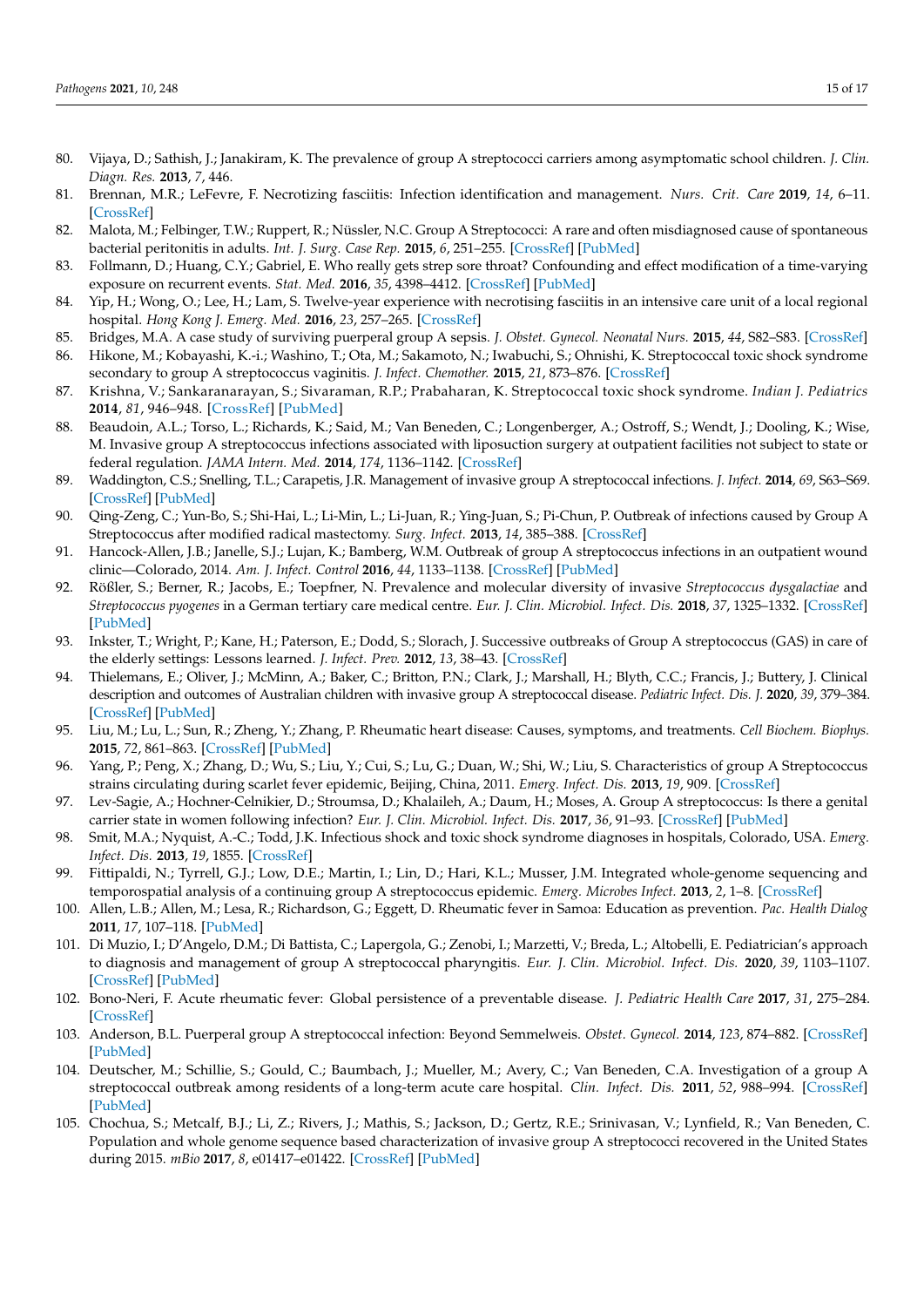80. Vijaya, D.; Sathish, J.; Janakiram, K. The prevalence of group A streptococci carriers among asymptomatic school children. *J. Clin. Diagn. Res.* **2013**, *7*, 446.
81. Brennan, M.R.; LeFevre, F. Necrotizing fasciitis: Infection identification and management. *Nurs. Crit. Care* **2019**, *14*, 6–11. [CrossRef]
82. Malota, M.; Felbinger, T.W.; Ruppert, R.; Nüssler, N.C. Group A Streptococci: A rare and often misdiagnosed cause of spontaneous bacterial peritonitis in adults. *Int. J. Surg. Case Rep.* **2015**, *6*, 251–255. [CrossRef] [PubMed]
83. Follmann, D.; Huang, C.Y.; Gabriel, E. Who really gets strep sore throat? Confounding and effect modification of a time-varying exposure on recurrent events. *Stat. Med.* **2016**, *35*, 4398–4412. [CrossRef] [PubMed]
84. Yip, H.; Wong, O.; Lee, H.; Lam, S. Twelve-year experience with necrotising fasciitis in an intensive care unit of a local regional hospital. *Hong Kong J. Emerg. Med.* **2016**, *23*, 257–265. [CrossRef]
85. Bridges, M.A. A case study of surviving puerperal group A sepsis. *J. Obstet. Gynecol. Neonatal Nurs.* **2015**, *44*, S82–S83. [CrossRef]
86. Hikone, M.; Kobayashi, K.-i.; Washino, T.; Ota, M.; Sakamoto, N.; Iwabuchi, S.; Ohnishi, K. Streptococcal toxic shock syndrome secondary to group A streptococcus vaginitis. *J. Infect. Chemother.* **2015**, *21*, 873–876. [CrossRef]
87. Krishna, V.; Sankaranarayan, S.; Sivaraman, R.P.; Prabaharan, K. Streptococcal toxic shock syndrome. *Indian J. Pediatrics* **2014**, *81*, 946–948. [CrossRef] [PubMed]
88. Beaudoin, A.L.; Torso, L.; Richards, K.; Said, M.; Van Beneden, C.; Longenberger, A.; Ostroff, S.; Wendt, J.; Dooling, K.; Wise, M. Invasive group A streptococcus infections associated with liposuction surgery at outpatient facilities not subject to state or federal regulation. *JAMA Intern. Med.* **2014**, *174*, 1136–1142. [CrossRef]
89. Waddington, C.S.; Snelling, T.L.; Carapetis, J.R. Management of invasive group A streptococcal infections. *J. Infect.* **2014**, *69*, S63–S69. [CrossRef] [PubMed]
90. Qing-Zeng, C.; Yun-Bo, S.; Shi-Hai, L.; Li-Min, L.; Li-Juan, R.; Ying-Juan, S.; Pi-Chun, P. Outbreak of infections caused by Group A Streptococcus after modified radical mastectomy. *Surg. Infect.* **2013**, *14*, 385–388. [CrossRef]
91. Hancock-Allen, J.B.; Janelle, S.J.; Lujan, K.; Bamberg, W.M. Outbreak of group A streptococcus infections in an outpatient wound clinic—Colorado, 2014. *Am. J. Infect. Control* **2016**, *44*, 1133–1138. [CrossRef] [PubMed]
92. Rößler, S.; Berner, R.; Jacobs, E.; Toepfner, N. Prevalence and molecular diversity of invasive *Streptococcus dysgalactiae* and *Streptococcus pyogenes* in a German tertiary care medical centre. *Eur. J. Clin. Microbiol. Infect. Dis.* **2018**, *37*, 1325–1332. [CrossRef] [PubMed]
93. Inkster, T.; Wright, P.; Kane, H.; Paterson, E.; Dodd, S.; Slorach, J. Successive outbreaks of Group A streptococcus (GAS) in care of the elderly settings: Lessons learned. *J. Infect. Prev.* **2012**, *13*, 38–43. [CrossRef]
94. Thielemans, E.; Oliver, J.; McMinn, A.; Baker, C.; Britton, P.N.; Clark, J.; Marshall, H.; Blyth, C.C.; Francis, J.; Buttery, J. Clinical description and outcomes of Australian children with invasive group A streptococcal disease. *Pediatric Infect. Dis. J.* **2020**, *39*, 379–384. [CrossRef] [PubMed]
95. Liu, M.; Lu, L.; Sun, R.; Zheng, Y.; Zhang, P. Rheumatic heart disease: Causes, symptoms, and treatments. *Cell Biochem. Biophys.* **2015**, *72*, 861–863. [CrossRef] [PubMed]
96. Yang, P.; Peng, X.; Zhang, D.; Wu, S.; Liu, Y.; Cui, S.; Lu, G.; Duan, W.; Shi, W.; Liu, S. Characteristics of group A Streptococcus strains circulating during scarlet fever epidemic, Beijing, China, 2011. *Emerg. Infect. Dis.* **2013**, *19*, 909. [CrossRef]
97. Lev-Sagie, A.; Hochner-Celnikier, D.; Stroumsa, D.; Khalaileh, A.; Daum, H.; Moses, A. Group A streptococcus: Is there a genital carrier state in women following infection? *Eur. J. Clin. Microbiol. Infect. Dis.* **2017**, *36*, 91–93. [CrossRef] [PubMed]
98. Smit, M.A.; Nyquist, A.-C.; Todd, J.K. Infectious shock and toxic shock syndrome diagnoses in hospitals, Colorado, USA. *Emerg. Infect. Dis.* **2013**, *19*, 1855. [CrossRef]
99. Fittipaldi, N.; Tyrrell, G.J.; Low, D.E.; Martin, I.; Lin, D.; Hari, K.L.; Musser, J.M. Integrated whole-genome sequencing and temporospatial analysis of a continuing group A streptococcus epidemic. *Emerg. Microbes Infect.* **2013**, *2*, 1–8. [CrossRef]
100. Allen, L.B.; Allen, M.; Lesa, R.; Richardson, G.; Eggett, D. Rheumatic fever in Samoa: Education as prevention. *Pac. Health Dialog* **2011**, *17*, 107–118. [PubMed]
101. Di Muzio, I.; D'Angelo, D.M.; Di Battista, C.; Lapergola, G.; Zenobi, I.; Marzetti, V.; Breda, L.; Altobelli, E. Pediatrician's approach to diagnosis and management of group A streptococcal pharyngitis. *Eur. J. Clin. Microbiol. Infect. Dis.* **2020**, *39*, 1103–1107. [CrossRef] [PubMed]
102. Bono-Neri, F. Acute rheumatic fever: Global persistence of a preventable disease. *J. Pediatric Health Care* **2017**, *31*, 275–284. [CrossRef]
103. Anderson, B.L. Puerperal group A streptococcal infection: Beyond Semmelweis. *Obstet. Gynecol.* **2014**, *123*, 874–882. [CrossRef] [PubMed]
104. Deutscher, M.; Schillie, S.; Gould, C.; Baumbach, J.; Mueller, M.; Avery, C.; Van Beneden, C.A. Investigation of a group A streptococcal outbreak among residents of a long-term acute care hospital. *Clin. Infect. Dis.* **2011**, *52*, 988–994. [CrossRef] [PubMed]
105. Chochua, S.; Metcalf, B.J.; Li, Z.; Rivers, J.; Mathis, S.; Jackson, D.; Gertz, R.E.; Srinivasan, V.; Lynfield, R.; Van Beneden, C. Population and whole genome sequence based characterization of invasive group A streptococci recovered in the United States during 2015. *mBio* **2017**, *8*, e01417–e01422. [CrossRef] [PubMed]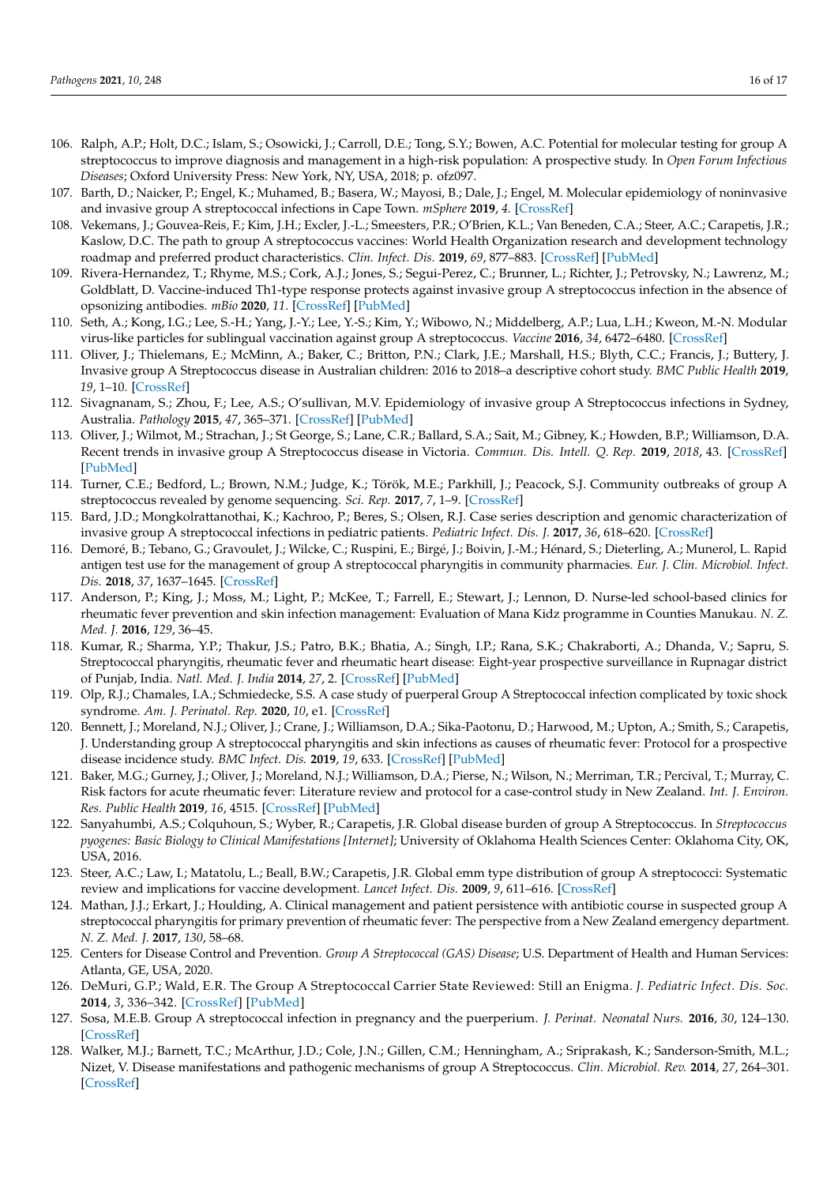106. Ralph, A.P.; Holt, D.C.; Islam, S.; Osowicki, J.; Carroll, D.E.; Tong, S.Y.; Bowen, A.C. Potential for molecular testing for group A streptococcus to improve diagnosis and management in a high-risk population: A prospective study. In *Open Forum Infectious Diseases*; Oxford University Press: New York, NY, USA, 2018; p. ofz097.
107. Barth, D.; Naicker, P.; Engel, K.; Muhamed, B.; Basera, W.; Mayosi, B.; Dale, J.; Engel, M. Molecular epidemiology of noninvasive and invasive group A streptococcal infections in Cape Town. *mSphere* **2019**, *4*. [CrossRef]
108. Vekemans, J.; Gouvea-Reis, F.; Kim, J.H.; Excler, J.-L.; Smeesters, P.R.; O'Brien, K.L.; Van Beneden, C.A.; Steer, A.C.; Carapetis, J.R.; Kaslow, D.C. The path to group A streptococcus vaccines: World Health Organization research and development technology roadmap and preferred product characteristics. *Clin. Infect. Dis.* **2019**, *69*, 877–883. [CrossRef] [PubMed]
109. Rivera-Hernandez, T.; Rhyme, M.S.; Cork, A.J.; Jones, S.; Segui-Perez, C.; Brunner, L.; Richter, J.; Petrovsky, N.; Lawrenz, M.; Goldblatt, D. Vaccine-induced Th1-type response protects against invasive group A streptococcus infection in the absence of opsonizing antibodies. *mBio* **2020**, *11*. [CrossRef] [PubMed]
110. Seth, A.; Kong, I.G.; Lee, S.-H.; Yang, J.-Y.; Lee, Y.-S.; Kim, Y.; Wibowo, N.; Middelberg, A.P.; Lua, L.H.; Kweon, M.-N. Modular virus-like particles for sublingual vaccination against group A streptococcus. *Vaccine* **2016**, *34*, 6472–6480. [CrossRef]
111. Oliver, J.; Thielemans, E.; McMinn, A.; Baker, C.; Britton, P.N.; Clark, J.E.; Marshall, H.S.; Blyth, C.C.; Francis, J.; Buttery, J. Invasive group A Streptococcus disease in Australian children: 2016 to 2018–a descriptive cohort study. *BMC Public Health* **2019**, *19*, 1–10. [CrossRef]
112. Sivagnanam, S.; Zhou, F.; Lee, A.S.; O'sullivan, M.V. Epidemiology of invasive group A Streptococcus infections in Sydney, Australia. *Pathology* **2015**, *47*, 365–371. [CrossRef] [PubMed]
113. Oliver, J.; Wilmot, M.; Strachan, J.; St George, S.; Lane, C.R.; Ballard, S.A.; Sait, M.; Gibney, K.; Howden, B.P.; Williamson, D.A. Recent trends in invasive group A Streptococcus disease in Victoria. *Commun. Dis. Intell. Q. Rep.* **2019**, *2018*, 43. [CrossRef] [PubMed]
114. Turner, C.E.; Bedford, L.; Brown, N.M.; Judge, K.; Török, M.E.; Parkhill, J.; Peacock, S.J. Community outbreaks of group A streptococcus revealed by genome sequencing. *Sci. Rep.* **2017**, *7*, 1–9. [CrossRef]
115. Bard, J.D.; Mongkolrattanothai, K.; Kachroo, P.; Beres, S.; Olsen, R.J. Case series description and genomic characterization of invasive group A streptococcal infections in pediatric patients. *Pediatric Infect. Dis. J.* **2017**, *36*, 618–620. [CrossRef]
116. Demoré, B.; Tebano, G.; Gravoulet, J.; Wilcke, C.; Ruspini, E.; Birgé, J.; Boivin, J.-M.; Hénard, S.; Dieterling, A.; Munerol, L. Rapid antigen test use for the management of group A streptococcal pharyngitis in community pharmacies. *Eur. J. Clin. Microbiol. Infect. Dis.* **2018**, *37*, 1637–1645. [CrossRef]
117. Anderson, P.; King, J.; Moss, M.; Light, P.; McKee, T.; Farrell, E.; Stewart, J.; Lennon, D. Nurse-led school-based clinics for rheumatic fever prevention and skin infection management: Evaluation of Mana Kidz programme in Counties Manukau. *N. Z. Med. J.* **2016**, *129*, 36–45.
118. Kumar, R.; Sharma, Y.P.; Thakur, J.S.; Patro, B.K.; Bhatia, A.; Singh, I.P.; Rana, S.K.; Chakraborti, A.; Dhanda, V.; Sapru, S. Streptococcal pharyngitis, rheumatic fever and rheumatic heart disease: Eight-year prospective surveillance in Rupnagar district of Punjab, India. *Natl. Med. J. India* **2014**, *27*, 2. [CrossRef] [PubMed]
119. Olp, R.J.; Chamales, I.A.; Schmiedecke, S.S. A case study of puerperal Group A Streptococcal infection complicated by toxic shock syndrome. *Am. J. Perinatol. Rep.* **2020**, *10*, e1. [CrossRef]
120. Bennett, J.; Moreland, N.J.; Oliver, J.; Crane, J.; Williamson, D.A.; Sika-Paotonu, D.; Harwood, M.; Upton, A.; Smith, S.; Carapetis, J. Understanding group A streptococcal pharyngitis and skin infections as causes of rheumatic fever: Protocol for a prospective disease incidence study. *BMC Infect. Dis.* **2019**, *19*, 633. [CrossRef] [PubMed]
121. Baker, M.G.; Gurney, J.; Oliver, J.; Moreland, N.J.; Williamson, D.A.; Pierse, N.; Wilson, N.; Merriman, T.R.; Percival, T.; Murray, C. Risk factors for acute rheumatic fever: Literature review and protocol for a case-control study in New Zealand. *Int. J. Environ. Res. Public Health* **2019**, *16*, 4515. [CrossRef] [PubMed]
122. Sanyahumbi, A.S.; Colquhoun, S.; Wyber, R.; Carapetis, J.R. Global disease burden of group A Streptococcus. In *Streptococcus pyogenes: Basic Biology to Clinical Manifestations [Internet]*; University of Oklahoma Health Sciences Center: Oklahoma City, OK, USA, 2016.
123. Steer, A.C.; Law, I.; Matatolu, L.; Beall, B.W.; Carapetis, J.R. Global emm type distribution of group A streptococci: Systematic review and implications for vaccine development. *Lancet Infect. Dis.* **2009**, *9*, 611–616. [CrossRef]
124. Mathan, J.J.; Erkart, J.; Houlding, A. Clinical management and patient persistence with antibiotic course in suspected group A streptococcal pharyngitis for primary prevention of rheumatic fever: The perspective from a New Zealand emergency department. *N. Z. Med. J.* **2017**, *130*, 58–68.
125. Centers for Disease Control and Prevention. *Group A Streptococcal (GAS) Disease*; U.S. Department of Health and Human Services: Atlanta, GE, USA, 2020.
126. DeMuri, G.P.; Wald, E.R. The Group A Streptococcal Carrier State Reviewed: Still an Enigma. *J. Pediatric Infect. Dis. Soc.* **2014**, *3*, 336–342. [CrossRef] [PubMed]
127. Sosa, M.E.B. Group A streptococcal infection in pregnancy and the puerperium. *J. Perinat. Neonatal Nurs.* **2016**, *30*, 124–130. [CrossRef]
128. Walker, M.J.; Barnett, T.C.; McArthur, J.D.; Cole, J.N.; Gillen, C.M.; Henningham, A.; Sriprakash, K.; Sanderson-Smith, M.L.; Nizet, V. Disease manifestations and pathogenic mechanisms of group A Streptococcus. *Clin. Microbiol. Rev.* **2014**, *27*, 264–301. [CrossRef]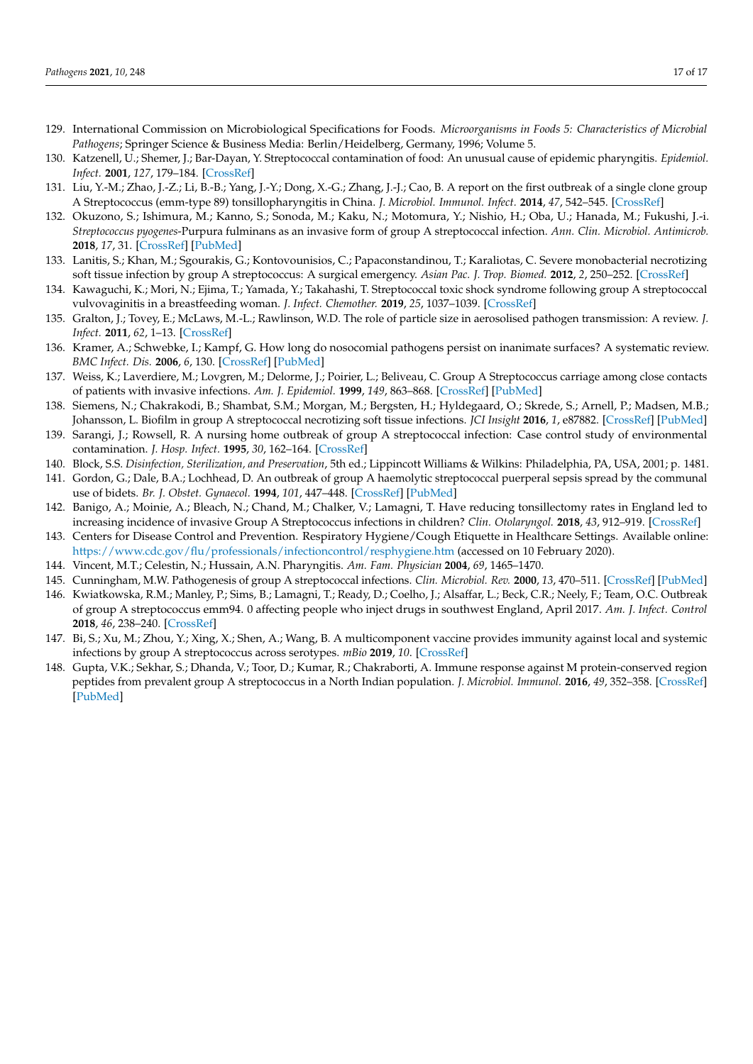129. International Commission on Microbiological Specifications for Foods. *Microorganisms in Foods 5: Characteristics of Microbial Pathogens*; Springer Science & Business Media: Berlin/Heidelberg, Germany, 1996; Volume 5.
130. Katzenell, U.; Shemer, J.; Bar-Dayan, Y. Streptococcal contamination of food: An unusual cause of epidemic pharyngitis. *Epidemiol. Infect.* **2001**, *127*, 179–184. [CrossRef]
131. Liu, Y.-M.; Zhao, J.-Z.; Li, B.-B.; Yang, J.-Y.; Dong, X.-G.; Zhang, J.-J.; Cao, B. A report on the first outbreak of a single clone group A Streptococcus (emm-type 89) tonsillopharyngitis in China. *J. Microbiol. Immunol. Infect.* **2014**, *47*, 542–545. [CrossRef]
132. Okuzono, S.; Ishimura, M.; Kanno, S.; Sonoda, M.; Kaku, N.; Motomura, Y.; Nishio, H.; Oba, U.; Hanada, M.; Fukushi, J.-i. *Streptococcus pyogenes*-Purpura fulminans as an invasive form of group A streptococcal infection. *Ann. Clin. Microbiol. Antimicrob.* **2018**, *17*, 31. [CrossRef] [PubMed]
133. Lanitis, S.; Khan, M.; Sgourakis, G.; Kontovounisios, C.; Papaconstandinou, T.; Karaliotas, C. Severe monobacterial necrotizing soft tissue infection by group A streptococcus: A surgical emergency. *Asian Pac. J. Trop. Biomed.* **2012**, *2*, 250–252. [CrossRef]
134. Kawaguchi, K.; Mori, N.; Ejima, T.; Yamada, Y.; Takahashi, T. Streptococcal toxic shock syndrome following group A streptococcal vulvovaginitis in a breastfeeding woman. *J. Infect. Chemother.* **2019**, *25*, 1037–1039. [CrossRef]
135. Gralton, J.; Tovey, E.; McLaws, M.-L.; Rawlinson, W.D. The role of particle size in aerosolised pathogen transmission: A review. *J. Infect.* **2011**, *62*, 1–13. [CrossRef]
136. Kramer, A.; Schwebke, I.; Kampf, G. How long do nosocomial pathogens persist on inanimate surfaces? A systematic review. *BMC Infect. Dis.* **2006**, *6*, 130. [CrossRef] [PubMed]
137. Weiss, K.; Laverdiere, M.; Lovgren, M.; Delorme, J.; Poirier, L.; Beliveau, C. Group A Streptococcus carriage among close contacts of patients with invasive infections. *Am. J. Epidemiol.* **1999**, *149*, 863–868. [CrossRef] [PubMed]
138. Siemens, N.; Chakrakodi, B.; Shambat, S.M.; Morgan, M.; Bergsten, H.; Hyldegaard, O.; Skrede, S.; Arnell, P.; Madsen, M.B.; Johansson, L. Biofilm in group A streptococcal necrotizing soft tissue infections. *JCI Insight* **2016**, *1*, e87882. [CrossRef] [PubMed]
139. Sarangi, J.; Rowsell, R. A nursing home outbreak of group A streptococcal infection: Case control study of environmental contamination. *J. Hosp. Infect.* **1995**, *30*, 162–164. [CrossRef]
140. Block, S.S. *Disinfection, Sterilization, and Preservation*, 5th ed.; Lippincott Williams & Wilkins: Philadelphia, PA, USA, 2001; p. 1481.
141. Gordon, G.; Dale, B.A.; Lochhead, D. An outbreak of group A haemolytic streptococcal puerperal sepsis spread by the communal use of bidets. *Br. J. Obstet. Gynaecol.* **1994**, *101*, 447–448. [CrossRef] [PubMed]
142. Banigo, A.; Moinie, A.; Bleach, N.; Chand, M.; Chalker, V.; Lamagni, T. Have reducing tonsillectomy rates in England led to increasing incidence of invasive Group A Streptococcus infections in children? *Clin. Otolaryngol.* **2018**, *43*, 912–919. [CrossRef]
143. Centers for Disease Control and Prevention. Respiratory Hygiene/Cough Etiquette in Healthcare Settings. Available online: https://www.cdc.gov/flu/professionals/infectioncontrol/resphygiene.htm (accessed on 10 February 2020).
144. Vincent, M.T.; Celestin, N.; Hussain, A.N. Pharyngitis. *Am. Fam. Physician* **2004**, *69*, 1465–1470.
145. Cunningham, M.W. Pathogenesis of group A streptococcal infections. *Clin. Microbiol. Rev.* **2000**, *13*, 470–511. [CrossRef] [PubMed]
146. Kwiatkowska, R.M.; Manley, P.; Sims, B.; Lamagni, T.; Ready, D.; Coelho, J.; Alsaffar, L.; Beck, C.R.; Neely, F.; Team, O.C. Outbreak of group A streptococcus emm94. 0 affecting people who inject drugs in southwest England, April 2017. *Am. J. Infect. Control* **2018**, *46*, 238–240. [CrossRef]
147. Bi, S.; Xu, M.; Zhou, Y.; Xing, X.; Shen, A.; Wang, B. A multicomponent vaccine provides immunity against local and systemic infections by group A streptococcus across serotypes. *mBio* **2019**, *10*. [CrossRef]
148. Gupta, V.K.; Sekhar, S.; Dhanda, V.; Toor, D.; Kumar, R.; Chakraborti, A. Immune response against M protein-conserved region peptides from prevalent group A streptococcus in a North Indian population. *J. Microbiol. Immunol.* **2016**, *49*, 352–358. [CrossRef] [PubMed]